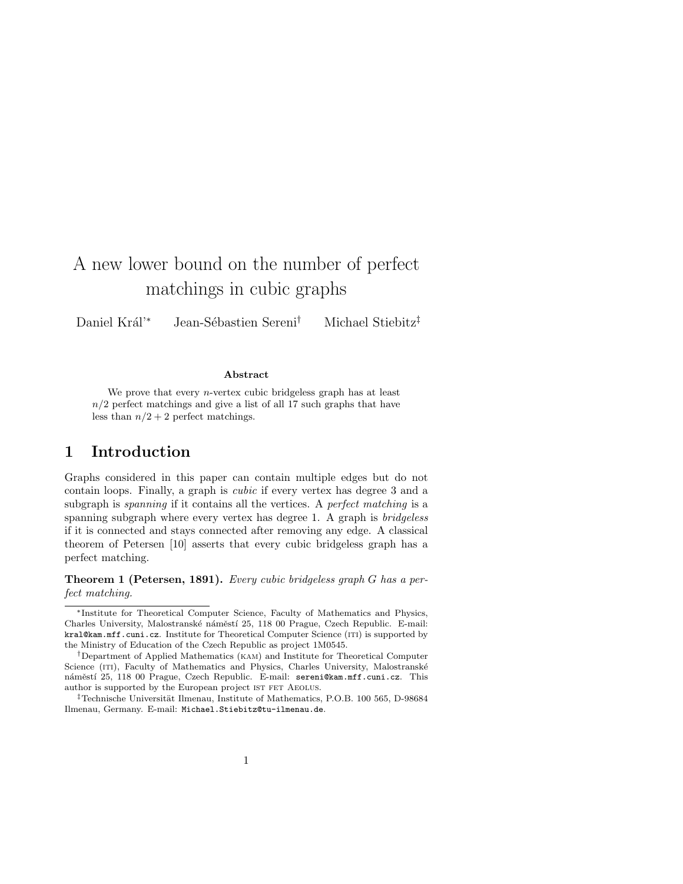# A new lower bound on the number of perfect matchings in cubic graphs

Daniel Král'[*] Jean-Sébastien Sereni[†] Michael Stiebitz[‡]

### Abstract

We prove that every $n$-vertex cubic bridgeless graph has at least $n/2$ perfect matchings and give a list of all 17 such graphs that have less than $n/2 + 2$ perfect matchings.

## 1 Introduction

Graphs considered in this paper can contain multiple edges but do not contain loops. Finally, a graph is *cubic* if every vertex has degree 3 and a subgraph is *spanning* if it contains all the vertices. A *perfect matching* is a spanning subgraph where every vertex has degree 1. A graph is *bridgeless* if it is connected and stays connected after removing any edge. A classical theorem of Petersen [10] asserts that every cubic bridgeless graph has a perfect matching.

**Theorem 1 (Petersen, 1891).** *Every cubic bridgeless graph $G$ has a perfect matching.*

---

[*] Institute for Theoretical Computer Science, Faculty of Mathematics and Physics, Charles University, Malostranské náměstí 25, 118 00 Prague, Czech Republic. E-mail: `kral@kam.mff.cuni.cz`. Institute for Theoretical Computer Science (ITI) is supported by the Ministry of Education of the Czech Republic as project 1M0545.

[†] Department of Applied Mathematics (KAM) and Institute for Theoretical Computer Science (ITI), Faculty of Mathematics and Physics, Charles University, Malostranské náměstí 25, 118 00 Prague, Czech Republic. E-mail: `sereni@kam.mff.cuni.cz`. This author is supported by the European project IST FET AEOLUS.

[‡] Technische Universität Ilmenau, Institute of Mathematics, P.O.B. 100 565, D-98684 Ilmenau, Germany. E-mail: `Michael.Stiebitz@tu-ilmenau.de`.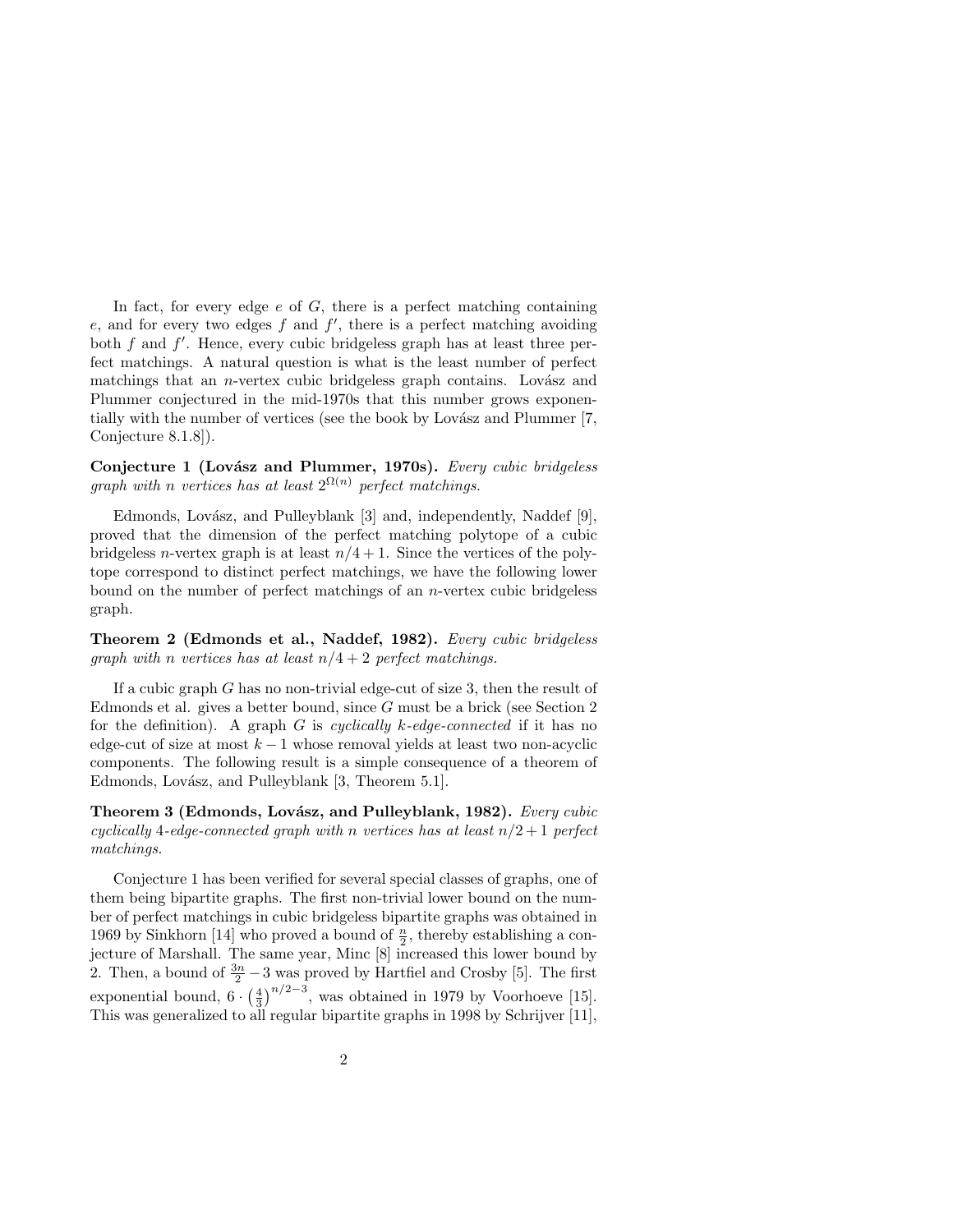In fact, for every edge $e$ of $G$, there is a perfect matching containing $e$, and for every two edges $f$ and $f'$, there is a perfect matching avoiding both $f$ and $f'$. Hence, every cubic bridgeless graph has at least three perfect matchings. A natural question is what is the least number of perfect matchings that an $n$-vertex cubic bridgeless graph contains. Lovász and Plummer conjectured in the mid-1970s that this number grows exponentially with the number of vertices (see the book by Lovász and Plummer [7, Conjecture 8.1.8]).

**Conjecture 1 (Lovász and Plummer, 1970s).** *Every cubic bridgeless graph with $n$ vertices has at least $2^{\Omega(n)}$ perfect matchings.*

Edmonds, Lovász, and Pulleyblank [3] and, independently, Naddef [9], proved that the dimension of the perfect matching polytope of a cubic bridgeless $n$-vertex graph is at least $n/4+1$. Since the vertices of the polytope correspond to distinct perfect matchings, we have the following lower bound on the number of perfect matchings of an $n$-vertex cubic bridgeless graph.

**Theorem 2 (Edmonds et al., Naddef, 1982).** *Every cubic bridgeless graph with $n$ vertices has at least $n/4+2$ perfect matchings.*

If a cubic graph $G$ has no non-trivial edge-cut of size 3, then the result of Edmonds et al. gives a better bound, since $G$ must be a brick (see Section 2 for the definition). A graph $G$ is *cyclically $k$-edge-connected* if it has no edge-cut of size at most $k-1$ whose removal yields at least two non-acyclic components. The following result is a simple consequence of a theorem of Edmonds, Lovász, and Pulleyblank [3, Theorem 5.1].

**Theorem 3 (Edmonds, Lovász, and Pulleyblank, 1982).** *Every cubic cyclically 4-edge-connected graph with $n$ vertices has at least $n/2+1$ perfect matchings.*

Conjecture 1 has been verified for several special classes of graphs, one of them being bipartite graphs. The first non-trivial lower bound on the number of perfect matchings in cubic bridgeless bipartite graphs was obtained in 1969 by Sinkhorn [14] who proved a bound of $\frac{n}{2}$, thereby establishing a conjecture of Marshall. The same year, Minc [8] increased this lower bound by 2. Then, a bound of $\frac{3n}{2}-3$ was proved by Hartfiel and Crosby [5]. The first exponential bound, $6\cdot\left(\frac{4}{3}\right)^{n/2-3}$, was obtained in 1979 by Voorhoeve [15]. This was generalized to all regular bipartite graphs in 1998 by Schrijver [11],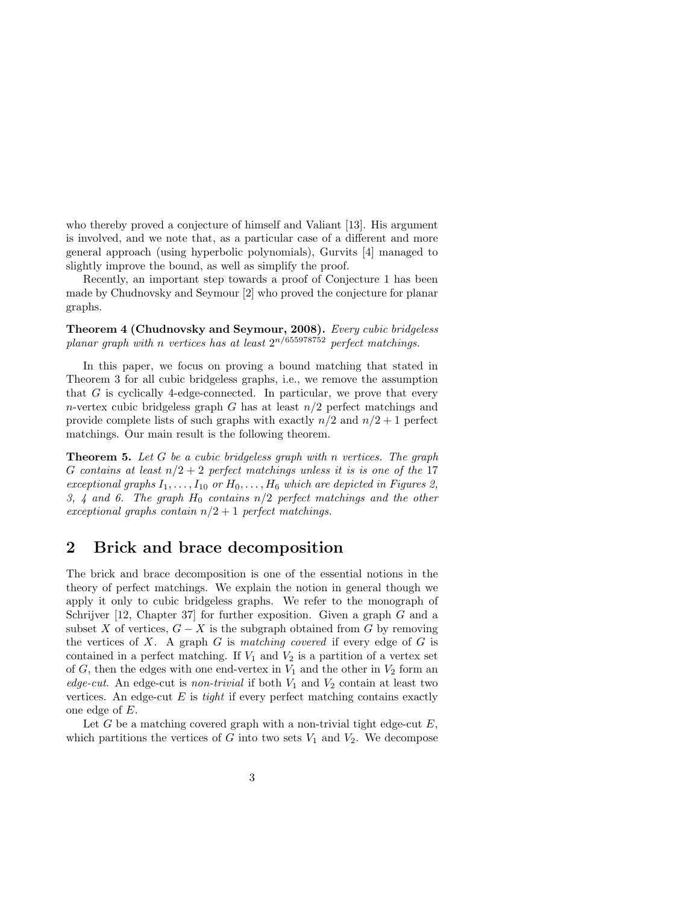who thereby proved a conjecture of himself and Valiant [13]. His argument is involved, and we note that, as a particular case of a different and more general approach (using hyperbolic polynomials), Gurvits [4] managed to slightly improve the bound, as well as simplify the proof.

Recently, an important step towards a proof of Conjecture 1 has been made by Chudnovsky and Seymour [2] who proved the conjecture for planar graphs.

**Theorem 4 (Chudnovsky and Seymour, 2008).** *Every cubic bridgeless planar graph with $n$ vertices has at least $2^{n/655978752}$ perfect matchings.*

In this paper, we focus on proving a bound matching that stated in Theorem 3 for all cubic bridgeless graphs, i.e., we remove the assumption that $G$ is cyclically 4-edge-connected. In particular, we prove that every $n$-vertex cubic bridgeless graph $G$ has at least $n/2$ perfect matchings and provide complete lists of such graphs with exactly $n/2$ and $n/2+1$ perfect matchings. Our main result is the following theorem.

**Theorem 5.** *Let $G$ be a cubic bridgeless graph with $n$ vertices. The graph $G$ contains at least $n/2+2$ perfect matchings unless it is is one of the 17 exceptional graphs $I_1,\ldots,I_{10}$ or $H_0,\ldots,H_6$ which are depicted in Figures 2, 3, 4 and 6. The graph $H_0$ contains $n/2$ perfect matchings and the other exceptional graphs contain $n/2+1$ perfect matchings.*

## 2 Brick and brace decomposition

The brick and brace decomposition is one of the essential notions in the theory of perfect matchings. We explain the notion in general though we apply it only to cubic bridgeless graphs. We refer to the monograph of Schrijver [12, Chapter 37] for further exposition. Given a graph $G$ and a subset $X$ of vertices, $G-X$ is the subgraph obtained from $G$ by removing the vertices of $X$. A graph $G$ is *matching covered* if every edge of $G$ is contained in a perfect matching. If $V_1$ and $V_2$ is a partition of a vertex set of $G$, then the edges with one end-vertex in $V_1$ and the other in $V_2$ form an *edge-cut*. An edge-cut is *non-trivial* if both $V_1$ and $V_2$ contain at least two vertices. An edge-cut $E$ is *tight* if every perfect matching contains exactly one edge of $E$.

Let $G$ be a matching covered graph with a non-trivial tight edge-cut $E$, which partitions the vertices of $G$ into two sets $V_1$ and $V_2$. We decompose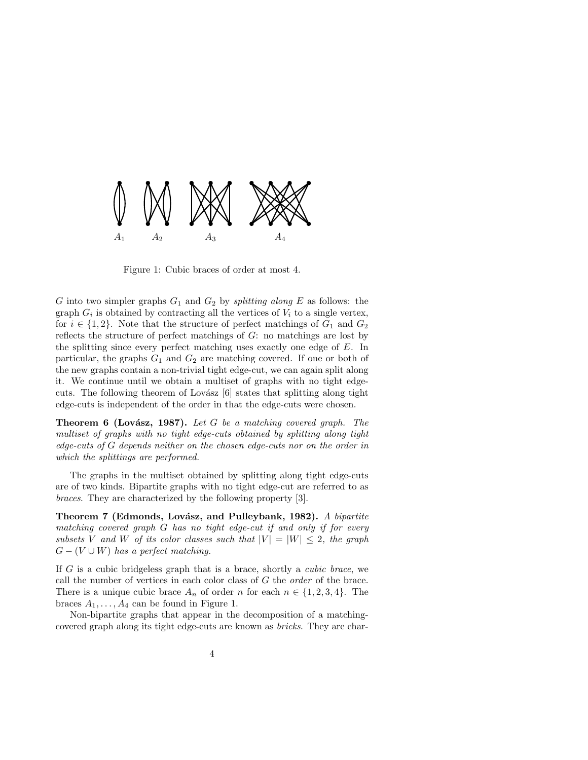$A_1$ $A_2$ $A_3$ $A_4$

Figure 1: Cubic braces of order at most 4.

$G$ into two simpler graphs $G_1$ and $G_2$ by *splitting along* $E$ as follows: the graph $G_i$ is obtained by contracting all the vertices of $V_i$ to a single vertex, for $i \in \{1, 2\}$. Note that the structure of perfect matchings of $G_1$ and $G_2$ reflects the structure of perfect matchings of $G$: no matchings are lost by the splitting since every perfect matching uses exactly one edge of $E$. In particular, the graphs $G_1$ and $G_2$ are matching covered. If one or both of the new graphs contain a non-trivial tight edge-cut, we can again split along it. We continue until we obtain a multiset of graphs with no tight edge-cuts. The following theorem of Lovász [6] states that splitting along tight edge-cuts is independent of the order in that the edge-cuts were chosen.

**Theorem 6 (Lovász, 1987).** *Let $G$ be a matching covered graph. The multiset of graphs with no tight edge-cuts obtained by splitting along tight edge-cuts of $G$ depends neither on the chosen edge-cuts nor on the order in which the splittings are performed.*

The graphs in the multiset obtained by splitting along tight edge-cuts are of two kinds. Bipartite graphs with no tight edge-cut are referred to as *braces*. They are characterized by the following property [3].

**Theorem 7 (Edmonds, Lovász, and Pulleybank, 1982).** *A bipartite matching covered graph $G$ has no tight edge-cut if and only if for every subsets $V$ and $W$ of its color classes such that $|V| = |W| \leq 2$, the graph $G - (V \cup W)$ has a perfect matching.*

If $G$ is a cubic bridgeless graph that is a brace, shortly a *cubic brace*, we call the number of vertices in each color class of $G$ the *order* of the brace. There is a unique cubic brace $A_n$ of order $n$ for each $n \in \{1, 2, 3, 4\}$. The braces $A_1, \ldots, A_4$ can be found in Figure 1.

Non-bipartite graphs that appear in the decomposition of a matching-covered graph along its tight edge-cuts are known as *bricks*. They are char-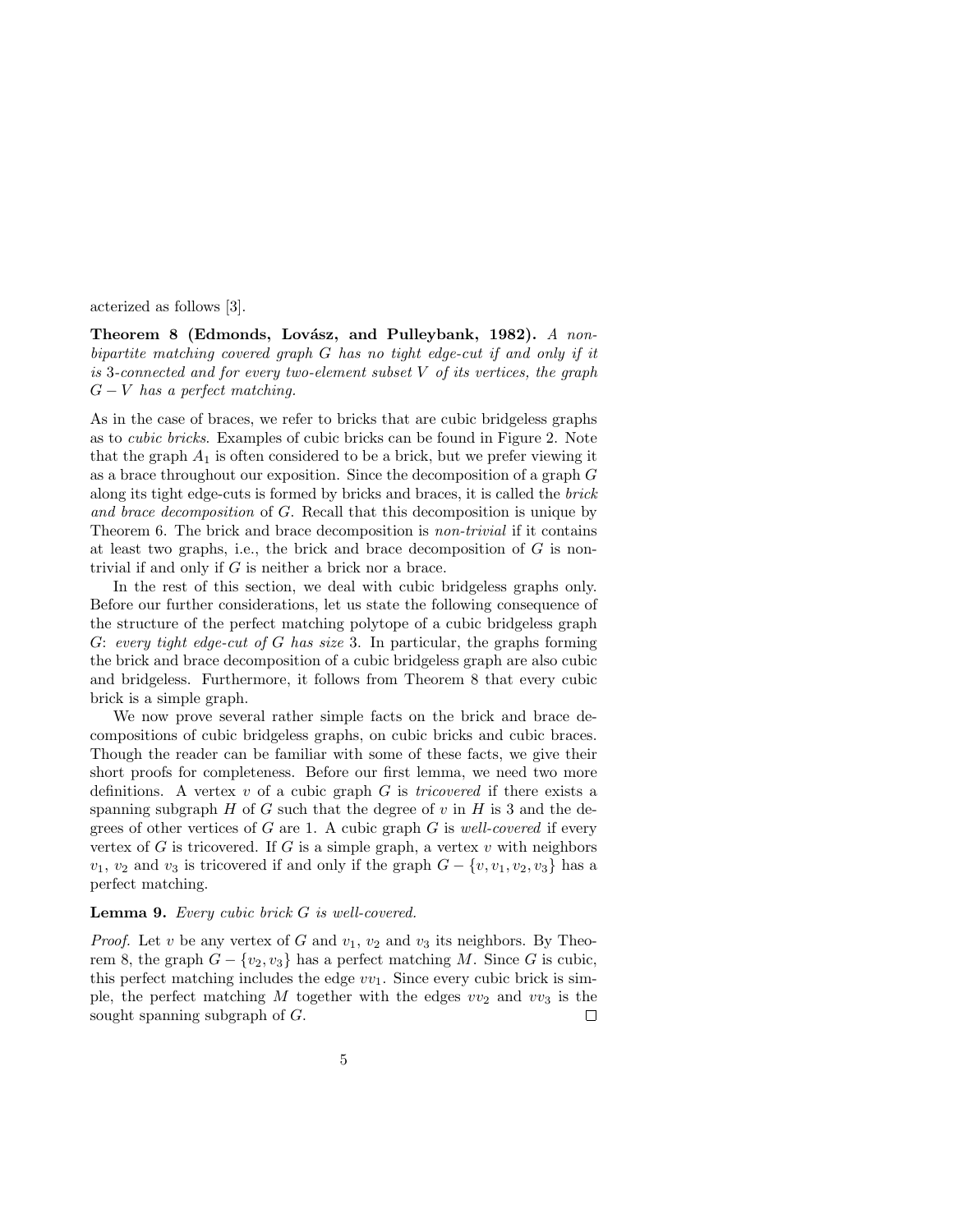acterized as follows [3].

**Theorem 8 (Edmonds, Lovász, and Pulleybank, 1982).** *A non-bipartite matching covered graph $G$ has no tight edge-cut if and only if it is 3-connected and for every two-element subset $V$ of its vertices, the graph $G - V$ has a perfect matching.*

As in the case of braces, we refer to bricks that are cubic bridgeless graphs as to *cubic bricks*. Examples of cubic bricks can be found in Figure 2. Note that the graph $A_1$ is often considered to be a brick, but we prefer viewing it as a brace throughout our exposition. Since the decomposition of a graph $G$ along its tight edge-cuts is formed by bricks and braces, it is called the *brick and brace decomposition* of $G$. Recall that this decomposition is unique by Theorem 6. The brick and brace decomposition is *non-trivial* if it contains at least two graphs, i.e., the brick and brace decomposition of $G$ is non-trivial if and only if $G$ is neither a brick nor a brace.

In the rest of this section, we deal with cubic bridgeless graphs only. Before our further considerations, let us state the following consequence of the structure of the perfect matching polytope of a cubic bridgeless graph $G$: *every tight edge-cut of $G$ has size* 3. In particular, the graphs forming the brick and brace decomposition of a cubic bridgeless graph are also cubic and bridgeless. Furthermore, it follows from Theorem 8 that every cubic brick is a simple graph.

We now prove several rather simple facts on the brick and brace decompositions of cubic bridgeless graphs, on cubic bricks and cubic braces. Though the reader can be familiar with some of these facts, we give their short proofs for completeness. Before our first lemma, we need two more definitions. A vertex $v$ of a cubic graph $G$ is *tricovered* if there exists a spanning subgraph $H$ of $G$ such that the degree of $v$ in $H$ is 3 and the degrees of other vertices of $G$ are 1. A cubic graph $G$ is *well-covered* if every vertex of $G$ is tricovered. If $G$ is a simple graph, a vertex $v$ with neighbors $v_1$, $v_2$ and $v_3$ is tricovered if and only if the graph $G - \{v, v_1, v_2, v_3\}$ has a perfect matching.

**Lemma 9.** *Every cubic brick $G$ is well-covered.*

*Proof.* Let $v$ be any vertex of $G$ and $v_1$, $v_2$ and $v_3$ its neighbors. By Theorem 8, the graph $G - \{v_2, v_3\}$ has a perfect matching $M$. Since $G$ is cubic, this perfect matching includes the edge $vv_1$. Since every cubic brick is simple, the perfect matching $M$ together with the edges $vv_2$ and $vv_3$ is the sought spanning subgraph of $G$. □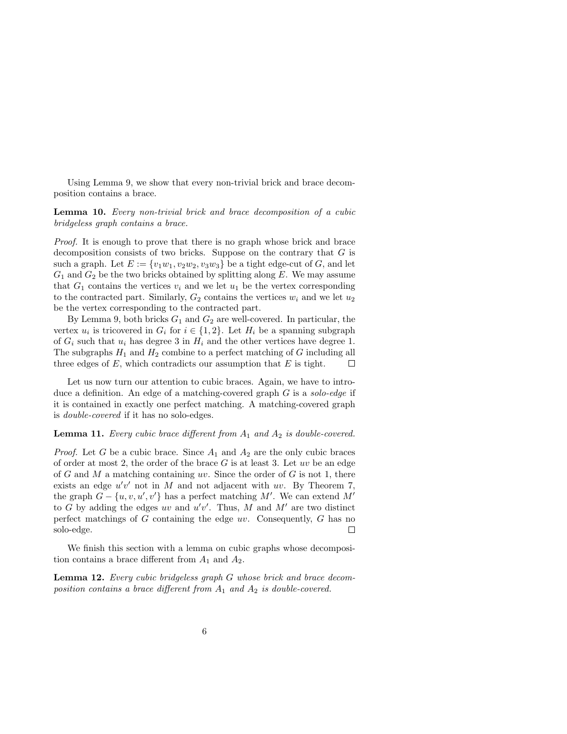Using Lemma 9, we show that every non-trivial brick and brace decomposition contains a brace.

**Lemma 10.** *Every non-trivial brick and brace decomposition of a cubic bridgeless graph contains a brace.*

*Proof.* It is enough to prove that there is no graph whose brick and brace decomposition consists of two bricks. Suppose on the contrary that $G$ is such a graph. Let $E := \{v_1w_1, v_2w_2, v_3w_3\}$ be a tight edge-cut of $G$, and let $G_1$ and $G_2$ be the two bricks obtained by splitting along $E$. We may assume that $G_1$ contains the vertices $v_i$ and we let $u_1$ be the vertex corresponding to the contracted part. Similarly, $G_2$ contains the vertices $w_i$ and we let $u_2$ be the vertex corresponding to the contracted part.

By Lemma 9, both bricks $G_1$ and $G_2$ are well-covered. In particular, the vertex $u_i$ is tricovered in $G_i$ for $i \in \{1, 2\}$. Let $H_i$ be a spanning subgraph of $G_i$ such that $u_i$ has degree 3 in $H_i$ and the other vertices have degree 1. The subgraphs $H_1$ and $H_2$ combine to a perfect matching of $G$ including all three edges of $E$, which contradicts our assumption that $E$ is tight. □

Let us now turn our attention to cubic braces. Again, we have to introduce a definition. An edge of a matching-covered graph $G$ is a *solo-edge* if it is contained in exactly one perfect matching. A matching-covered graph is *double-covered* if it has no solo-edges.

**Lemma 11.** *Every cubic brace different from $A_1$ and $A_2$ is double-covered.*

*Proof.* Let $G$ be a cubic brace. Since $A_1$ and $A_2$ are the only cubic braces of order at most 2, the order of the brace $G$ is at least 3. Let $uv$ be an edge of $G$ and $M$ a matching containing $uv$. Since the order of $G$ is not 1, there exists an edge $u'v'$ not in $M$ and not adjacent with $uv$. By Theorem 7, the graph $G - \{u, v, u', v'\}$ has a perfect matching $M'$. We can extend $M'$ to $G$ by adding the edges $uv$ and $u'v'$. Thus, $M$ and $M'$ are two distinct perfect matchings of $G$ containing the edge $uv$. Consequently, $G$ has no solo-edge. □

We finish this section with a lemma on cubic graphs whose decomposition contains a brace different from $A_1$ and $A_2$.

**Lemma 12.** *Every cubic bridgeless graph $G$ whose brick and brace decomposition contains a brace different from $A_1$ and $A_2$ is double-covered.*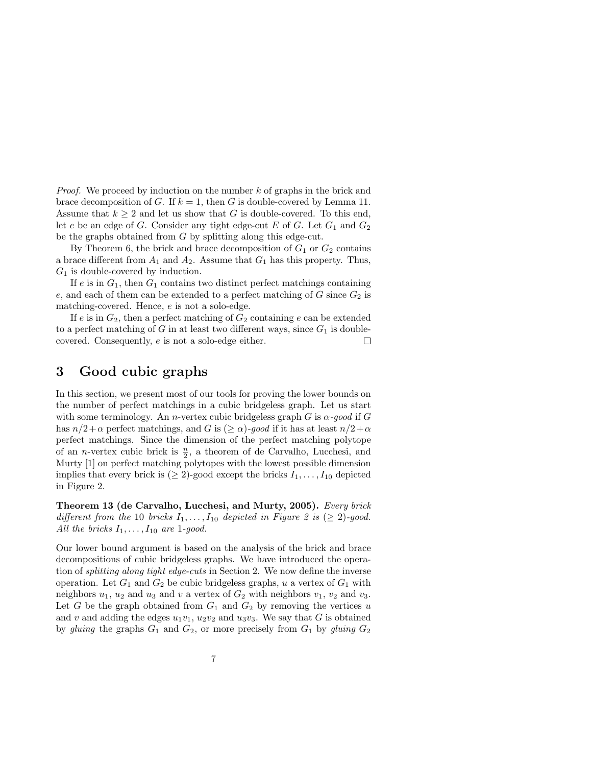*Proof.* We proceed by induction on the number $k$ of graphs in the brick and brace decomposition of $G$. If $k = 1$, then $G$ is double-covered by Lemma 11. Assume that $k \geq 2$ and let us show that $G$ is double-covered. To this end, let $e$ be an edge of $G$. Consider any tight edge-cut $E$ of $G$. Let $G_1$ and $G_2$ be the graphs obtained from $G$ by splitting along this edge-cut.

By Theorem 6, the brick and brace decomposition of $G_1$ or $G_2$ contains a brace different from $A_1$ and $A_2$. Assume that $G_1$ has this property. Thus, $G_1$ is double-covered by induction.

If $e$ is in $G_1$, then $G_1$ contains two distinct perfect matchings containing $e$, and each of them can be extended to a perfect matching of $G$ since $G_2$ is matching-covered. Hence, $e$ is not a solo-edge.

If $e$ is in $G_2$, then a perfect matching of $G_2$ containing $e$ can be extended to a perfect matching of $G$ in at least two different ways, since $G_1$ is double-covered. Consequently, $e$ is not a solo-edge either. $\square$

# 3 Good cubic graphs

In this section, we present most of our tools for proving the lower bounds on the number of perfect matchings in a cubic bridgeless graph. Let us start with some terminology. An $n$-vertex cubic bridgeless graph $G$ is $\alpha$-*good* if $G$ has $n/2+\alpha$ perfect matchings, and $G$ is $(\geq \alpha)$-*good* if it has at least $n/2+\alpha$ perfect matchings. Since the dimension of the perfect matching polytope of an $n$-vertex cubic brick is $\frac{n}{2}$, a theorem of de Carvalho, Lucchesi, and Murty [1] on perfect matching polytopes with the lowest possible dimension implies that every brick is $(\geq 2)$-good except the bricks $I_1, \ldots, I_{10}$ depicted in Figure 2.

**Theorem 13 (de Carvalho, Lucchesi, and Murty, 2005).** *Every brick different from the* 10 *bricks* $I_1, \ldots, I_{10}$ *depicted in Figure 2 is* $(\geq 2)$*-good. All the bricks* $I_1, \ldots, I_{10}$ *are* 1*-good.*

Our lower bound argument is based on the analysis of the brick and brace decompositions of cubic bridgeless graphs. We have introduced the operation of *splitting along tight edge-cuts* in Section 2. We now define the inverse operation. Let $G_1$ and $G_2$ be cubic bridgeless graphs, $u$ a vertex of $G_1$ with neighbors $u_1$, $u_2$ and $u_3$ and $v$ a vertex of $G_2$ with neighbors $v_1$, $v_2$ and $v_3$. Let $G$ be the graph obtained from $G_1$ and $G_2$ by removing the vertices $u$ and $v$ and adding the edges $u_1v_1$, $u_2v_2$ and $u_3v_3$. We say that $G$ is obtained by *gluing* the graphs $G_1$ and $G_2$, or more precisely from $G_1$ by *gluing* $G_2$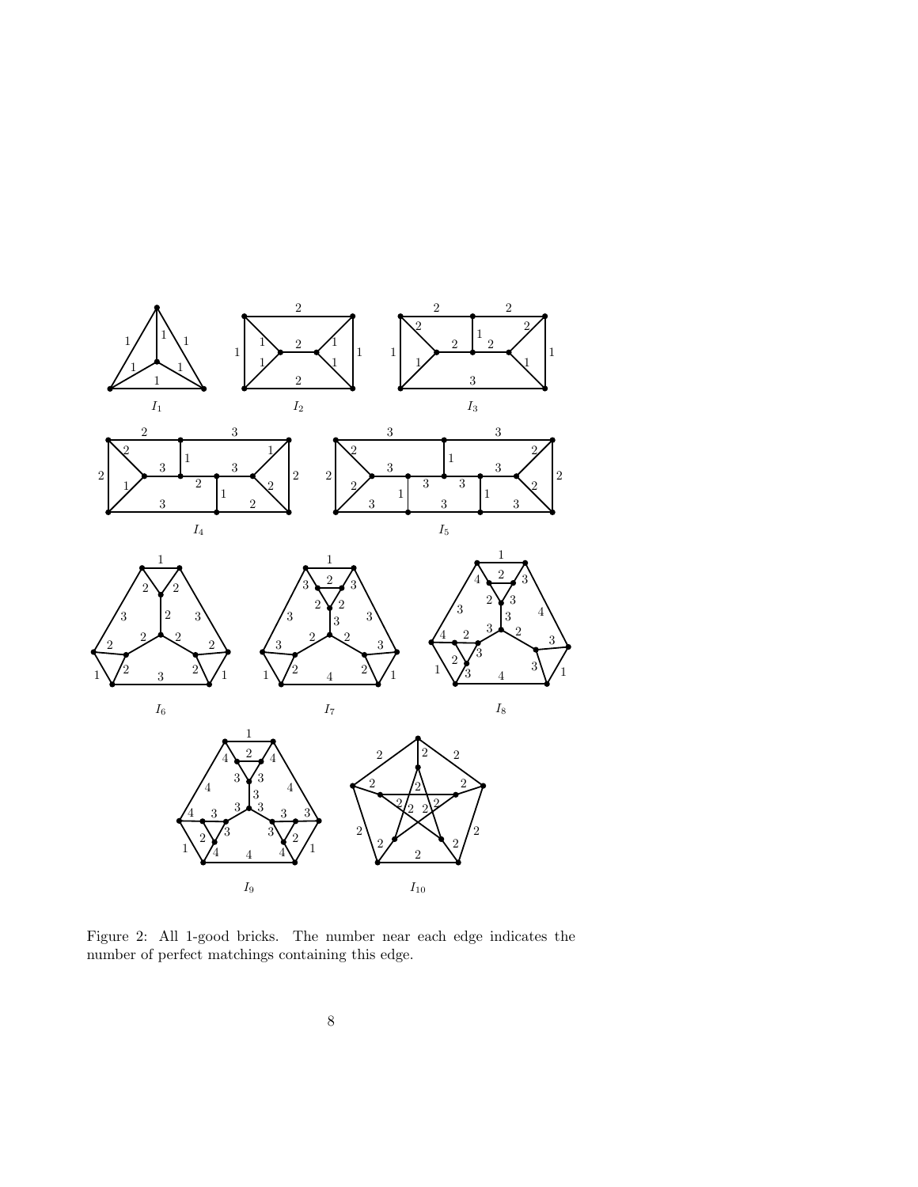Figure 2: All 1-good bricks. The number near each edge indicates the number of perfect matchings containing this edge.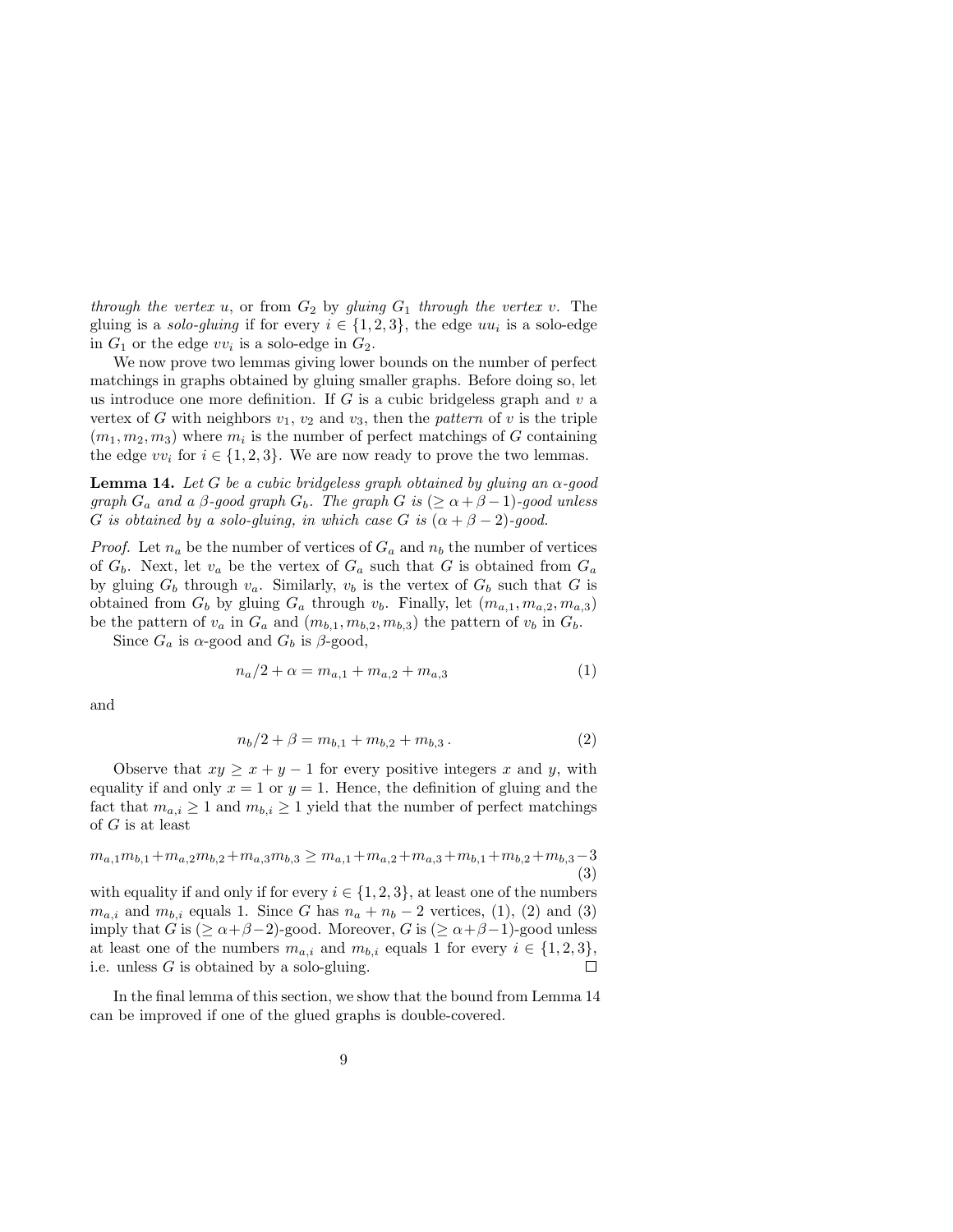*through the vertex $u$*, or from $G_2$ by *gluing $G_1$ through the vertex $v$*. The gluing is a *solo-gluing* if for every $i \in \{1,2,3\}$, the edge $uu_i$ is a solo-edge in $G_1$ or the edge $vv_i$ is a solo-edge in $G_2$.

We now prove two lemmas giving lower bounds on the number of perfect matchings in graphs obtained by gluing smaller graphs. Before doing so, let us introduce one more definition. If $G$ is a cubic bridgeless graph and $v$ a vertex of $G$ with neighbors $v_1$, $v_2$ and $v_3$, then the *pattern* of $v$ is the triple $(m_1, m_2, m_3)$ where $m_i$ is the number of perfect matchings of $G$ containing the edge $vv_i$ for $i \in \{1,2,3\}$. We are now ready to prove the two lemmas.

**Lemma 14.** *Let $G$ be a cubic bridgeless graph obtained by gluing an $\alpha$-good graph $G_a$ and a $\beta$-good graph $G_b$. The graph $G$ is $(\geq \alpha+\beta-1)$-good unless $G$ is obtained by a solo-gluing, in which case $G$ is $(\alpha+\beta-2)$-good.*

*Proof.* Let $n_a$ be the number of vertices of $G_a$ and $n_b$ the number of vertices of $G_b$. Next, let $v_a$ be the vertex of $G_a$ such that $G$ is obtained from $G_a$ by gluing $G_b$ through $v_a$. Similarly, $v_b$ is the vertex of $G_b$ such that $G$ is obtained from $G_b$ by gluing $G_a$ through $v_b$. Finally, let $(m_{a,1}, m_{a,2}, m_{a,3})$ be the pattern of $v_a$ in $G_a$ and $(m_{b,1}, m_{b,2}, m_{b,3})$ the pattern of $v_b$ in $G_b$.

Since $G_a$ is $\alpha$-good and $G_b$ is $\beta$-good,

$$n_a/2 + \alpha = m_{a,1} + m_{a,2} + m_{a,3} \tag{1}$$

and

$$n_b/2 + \beta = m_{b,1} + m_{b,2} + m_{b,3}\,. \tag{2}$$

Observe that $xy \geq x + y - 1$ for every positive integers $x$ and $y$, with equality if and only $x = 1$ or $y = 1$. Hence, the definition of gluing and the fact that $m_{a,i} \geq 1$ and $m_{b,i} \geq 1$ yield that the number of perfect matchings of $G$ is at least

$$m_{a,1}m_{b,1}+m_{a,2}m_{b,2}+m_{a,3}m_{b,3} \geq m_{a,1}+m_{a,2}+m_{a,3}+m_{b,1}+m_{b,2}+m_{b,3}-3 \tag{3}$$

with equality if and only if for every $i \in \{1,2,3\}$, at least one of the numbers $m_{a,i}$ and $m_{b,i}$ equals 1. Since $G$ has $n_a + n_b - 2$ vertices, (1), (2) and (3) imply that $G$ is $(\geq \alpha+\beta-2)$-good. Moreover, $G$ is $(\geq \alpha+\beta-1)$-good unless at least one of the numbers $m_{a,i}$ and $m_{b,i}$ equals 1 for every $i \in \{1,2,3\}$, i.e. unless $G$ is obtained by a solo-gluing. $\square$

In the final lemma of this section, we show that the bound from Lemma 14 can be improved if one of the glued graphs is double-covered.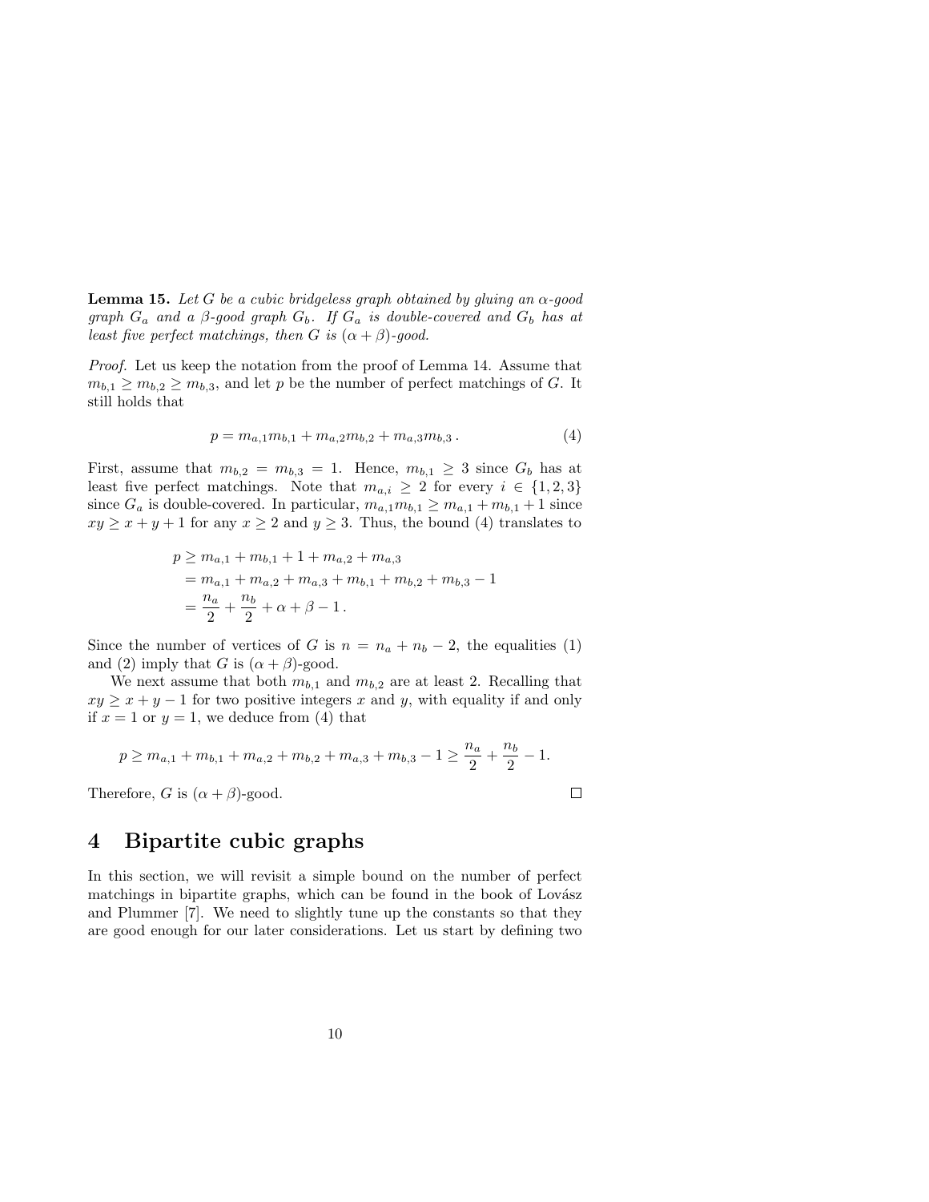**Lemma 15.** *Let $G$ be a cubic bridgeless graph obtained by gluing an $\alpha$-good graph $G_a$ and a $\beta$-good graph $G_b$. If $G_a$ is double-covered and $G_b$ has at least five perfect matchings, then $G$ is $(\alpha + \beta)$-good.*

*Proof.* Let us keep the notation from the proof of Lemma 14. Assume that $m_{b,1} \geq m_{b,2} \geq m_{b,3}$, and let $p$ be the number of perfect matchings of $G$. It still holds that

$$p = m_{a,1}m_{b,1} + m_{a,2}m_{b,2} + m_{a,3}m_{b,3}\,. \tag{4}$$

First, assume that $m_{b,2} = m_{b,3} = 1$. Hence, $m_{b,1} \geq 3$ since $G_b$ has at least five perfect matchings. Note that $m_{a,i} \geq 2$ for every $i \in \{1, 2, 3\}$ since $G_a$ is double-covered. In particular, $m_{a,1}m_{b,1} \geq m_{a,1} + m_{b,1} + 1$ since $xy \geq x + y + 1$ for any $x \geq 2$ and $y \geq 3$. Thus, the bound (4) translates to

$$\begin{aligned}
p &\geq m_{a,1} + m_{b,1} + 1 + m_{a,2} + m_{a,3} \\
&= m_{a,1} + m_{a,2} + m_{a,3} + m_{b,1} + m_{b,2} + m_{b,3} - 1 \\
&= \frac{n_a}{2} + \frac{n_b}{2} + \alpha + \beta - 1\,.
\end{aligned}$$

Since the number of vertices of $G$ is $n = n_a + n_b - 2$, the equalities (1) and (2) imply that $G$ is $(\alpha + \beta)$-good.

We next assume that both $m_{b,1}$ and $m_{b,2}$ are at least 2. Recalling that $xy \geq x + y - 1$ for two positive integers $x$ and $y$, with equality if and only if $x = 1$ or $y = 1$, we deduce from (4) that

$$p \geq m_{a,1} + m_{b,1} + m_{a,2} + m_{b,2} + m_{a,3} + m_{b,3} - 1 \geq \frac{n_a}{2} + \frac{n_b}{2} - 1.$$

Therefore, $G$ is $(\alpha + \beta)$-good. $\square$

## 4 Bipartite cubic graphs

In this section, we will revisit a simple bound on the number of perfect matchings in bipartite graphs, which can be found in the book of Lovász and Plummer [7]. We need to slightly tune up the constants so that they are good enough for our later considerations. Let us start by defining two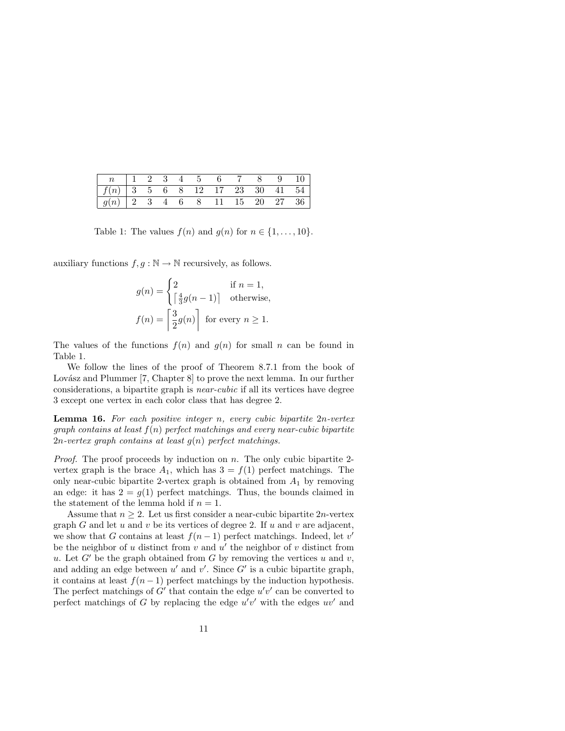| $n$ | 1 | 2 | 3 | 4 | 5 | 6 | 7 | 8 | 9 | 10 |
|---|---|---|---|---|---|---|---|---|---|---|
| $f(n)$ | 3 | 5 | 6 | 8 | 12 | 17 | 23 | 30 | 41 | 54 |
| $g(n)$ | 2 | 3 | 4 | 6 | 8 | 11 | 15 | 20 | 27 | 36 |

Table 1: The values $f(n)$ and $g(n)$ for $n \in \{1, \ldots, 10\}$.

auxiliary functions $f, g : \mathbb{N} \to \mathbb{N}$ recursively, as follows.

$$g(n) = \begin{cases} 2 & \text{if } n = 1, \\ \left\lceil \frac{4}{3} g(n-1) \right\rceil & \text{otherwise,} \end{cases}$$

$$f(n) = \left\lceil \frac{3}{2} g(n) \right\rceil \text{ for every } n \geq 1.$$

The values of the functions $f(n)$ and $g(n)$ for small $n$ can be found in Table 1.

We follow the lines of the proof of Theorem 8.7.1 from the book of Lovász and Plummer [7, Chapter 8] to prove the next lemma. In our further considerations, a bipartite graph is *near-cubic* if all its vertices have degree 3 except one vertex in each color class that has degree 2.

**Lemma 16.** *For each positive integer $n$, every cubic bipartite $2n$-vertex graph contains at least $f(n)$ perfect matchings and every near-cubic bipartite $2n$-vertex graph contains at least $g(n)$ perfect matchings.*

*Proof.* The proof proceeds by induction on $n$. The only cubic bipartite 2-vertex graph is the brace $A_1$, which has $3 = f(1)$ perfect matchings. The only near-cubic bipartite 2-vertex graph is obtained from $A_1$ by removing an edge: it has $2 = g(1)$ perfect matchings. Thus, the bounds claimed in the statement of the lemma hold if $n = 1$.

Assume that $n \geq 2$. Let us first consider a near-cubic bipartite $2n$-vertex graph $G$ and let $u$ and $v$ be its vertices of degree 2. If $u$ and $v$ are adjacent, we show that $G$ contains at least $f(n-1)$ perfect matchings. Indeed, let $v'$ be the neighbor of $u$ distinct from $v$ and $u'$ the neighbor of $v$ distinct from $u$. Let $G'$ be the graph obtained from $G$ by removing the vertices $u$ and $v$, and adding an edge between $u'$ and $v'$. Since $G'$ is a cubic bipartite graph, it contains at least $f(n-1)$ perfect matchings by the induction hypothesis. The perfect matchings of $G'$ that contain the edge $u'v'$ can be converted to perfect matchings of $G$ by replacing the edge $u'v'$ with the edges $uv'$ and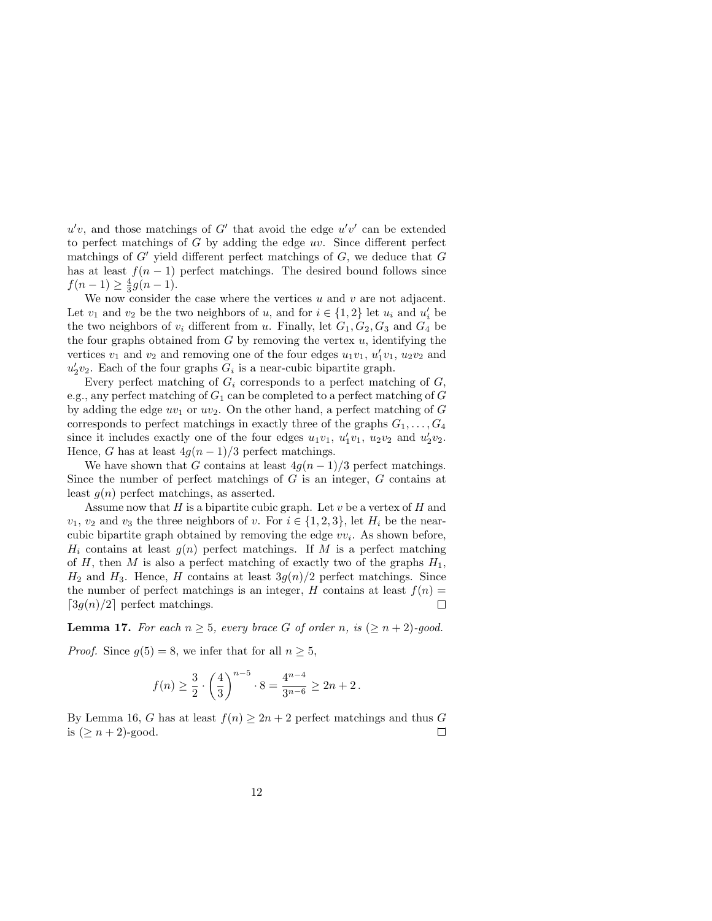$u'v$, and those matchings of $G'$ that avoid the edge $u'v'$ can be extended to perfect matchings of $G$ by adding the edge $uv$. Since different perfect matchings of $G'$ yield different perfect matchings of $G$, we deduce that $G$ has at least $f(n-1)$ perfect matchings. The desired bound follows since $f(n-1) \geq \frac{4}{3}g(n-1)$.

We now consider the case where the vertices $u$ and $v$ are not adjacent. Let $v_1$ and $v_2$ be the two neighbors of $u$, and for $i \in \{1,2\}$ let $u_i$ and $u_i'$ be the two neighbors of $v_i$ different from $u$. Finally, let $G_1, G_2, G_3$ and $G_4$ be the four graphs obtained from $G$ by removing the vertex $u$, identifying the vertices $v_1$ and $v_2$ and removing one of the four edges $u_1v_1$, $u_1'v_1$, $u_2v_2$ and $u_2'v_2$. Each of the four graphs $G_i$ is a near-cubic bipartite graph.

Every perfect matching of $G_i$ corresponds to a perfect matching of $G$, e.g., any perfect matching of $G_1$ can be completed to a perfect matching of $G$ by adding the edge $uv_1$ or $uv_2$. On the other hand, a perfect matching of $G$ corresponds to perfect matchings in exactly three of the graphs $G_1, \ldots, G_4$ since it includes exactly one of the four edges $u_1v_1$, $u_1'v_1$, $u_2v_2$ and $u_2'v_2$. Hence, $G$ has at least $4g(n-1)/3$ perfect matchings.

We have shown that $G$ contains at least $4g(n-1)/3$ perfect matchings. Since the number of perfect matchings of $G$ is an integer, $G$ contains at least $g(n)$ perfect matchings, as asserted.

Assume now that $H$ is a bipartite cubic graph. Let $v$ be a vertex of $H$ and $v_1$, $v_2$ and $v_3$ the three neighbors of $v$. For $i \in \{1,2,3\}$, let $H_i$ be the near-cubic bipartite graph obtained by removing the edge $vv_i$. As shown before, $H_i$ contains at least $g(n)$ perfect matchings. If $M$ is a perfect matching of $H$, then $M$ is also a perfect matching of exactly two of the graphs $H_1$, $H_2$ and $H_3$. Hence, $H$ contains at least $3g(n)/2$ perfect matchings. Since the number of perfect matchings is an integer, $H$ contains at least $f(n) = \lceil 3g(n)/2 \rceil$ perfect matchings. $\square$

**Lemma 17.** *For each $n \geq 5$, every brace $G$ of order $n$, is $(\geq n+2)$-good.*

*Proof.* Since $g(5) = 8$, we infer that for all $n \geq 5$,

$$f(n) \geq \frac{3}{2} \cdot \left(\frac{4}{3}\right)^{n-5} \cdot 8 = \frac{4^{n-4}}{3^{n-6}} \geq 2n+2\,.$$

By Lemma 16, $G$ has at least $f(n) \geq 2n+2$ perfect matchings and thus $G$ is $(\geq n+2)$-good. $\square$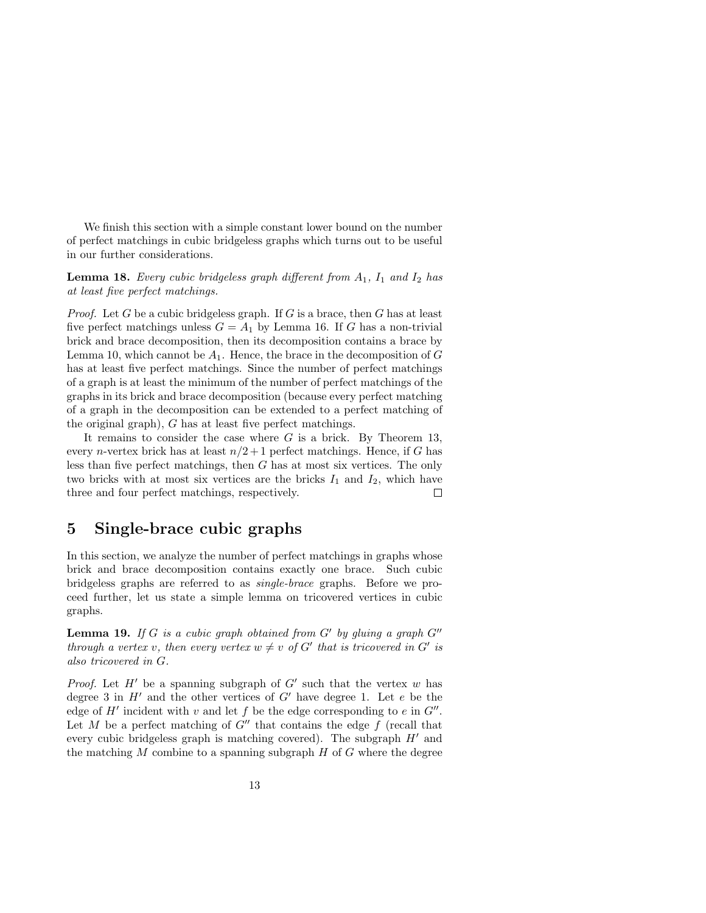We finish this section with a simple constant lower bound on the number of perfect matchings in cubic bridgeless graphs which turns out to be useful in our further considerations.

**Lemma 18.** *Every cubic bridgeless graph different from $A_1$, $I_1$ and $I_2$ has at least five perfect matchings.*

*Proof.* Let $G$ be a cubic bridgeless graph. If $G$ is a brace, then $G$ has at least five perfect matchings unless $G = A_1$ by Lemma 16. If $G$ has a non-trivial brick and brace decomposition, then its decomposition contains a brace by Lemma 10, which cannot be $A_1$. Hence, the brace in the decomposition of $G$ has at least five perfect matchings. Since the number of perfect matchings of a graph is at least the minimum of the number of perfect matchings of the graphs in its brick and brace decomposition (because every perfect matching of a graph in the decomposition can be extended to a perfect matching of the original graph), $G$ has at least five perfect matchings.

It remains to consider the case where $G$ is a brick. By Theorem 13, every $n$-vertex brick has at least $n/2+1$ perfect matchings. Hence, if $G$ has less than five perfect matchings, then $G$ has at most six vertices. The only two bricks with at most six vertices are the bricks $I_1$ and $I_2$, which have three and four perfect matchings, respectively. □

# 5 Single-brace cubic graphs

In this section, we analyze the number of perfect matchings in graphs whose brick and brace decomposition contains exactly one brace. Such cubic bridgeless graphs are referred to as *single-brace* graphs. Before we proceed further, let us state a simple lemma on tricovered vertices in cubic graphs.

**Lemma 19.** *If $G$ is a cubic graph obtained from $G'$ by gluing a graph $G''$ through a vertex $v$, then every vertex $w \neq v$ of $G'$ that is tricovered in $G'$ is also tricovered in $G$.*

*Proof.* Let $H'$ be a spanning subgraph of $G'$ such that the vertex $w$ has degree 3 in $H'$ and the other vertices of $G'$ have degree 1. Let $e$ be the edge of $H'$ incident with $v$ and let $f$ be the edge corresponding to $e$ in $G''$. Let $M$ be a perfect matching of $G''$ that contains the edge $f$ (recall that every cubic bridgeless graph is matching covered). The subgraph $H'$ and the matching $M$ combine to a spanning subgraph $H$ of $G$ where the degree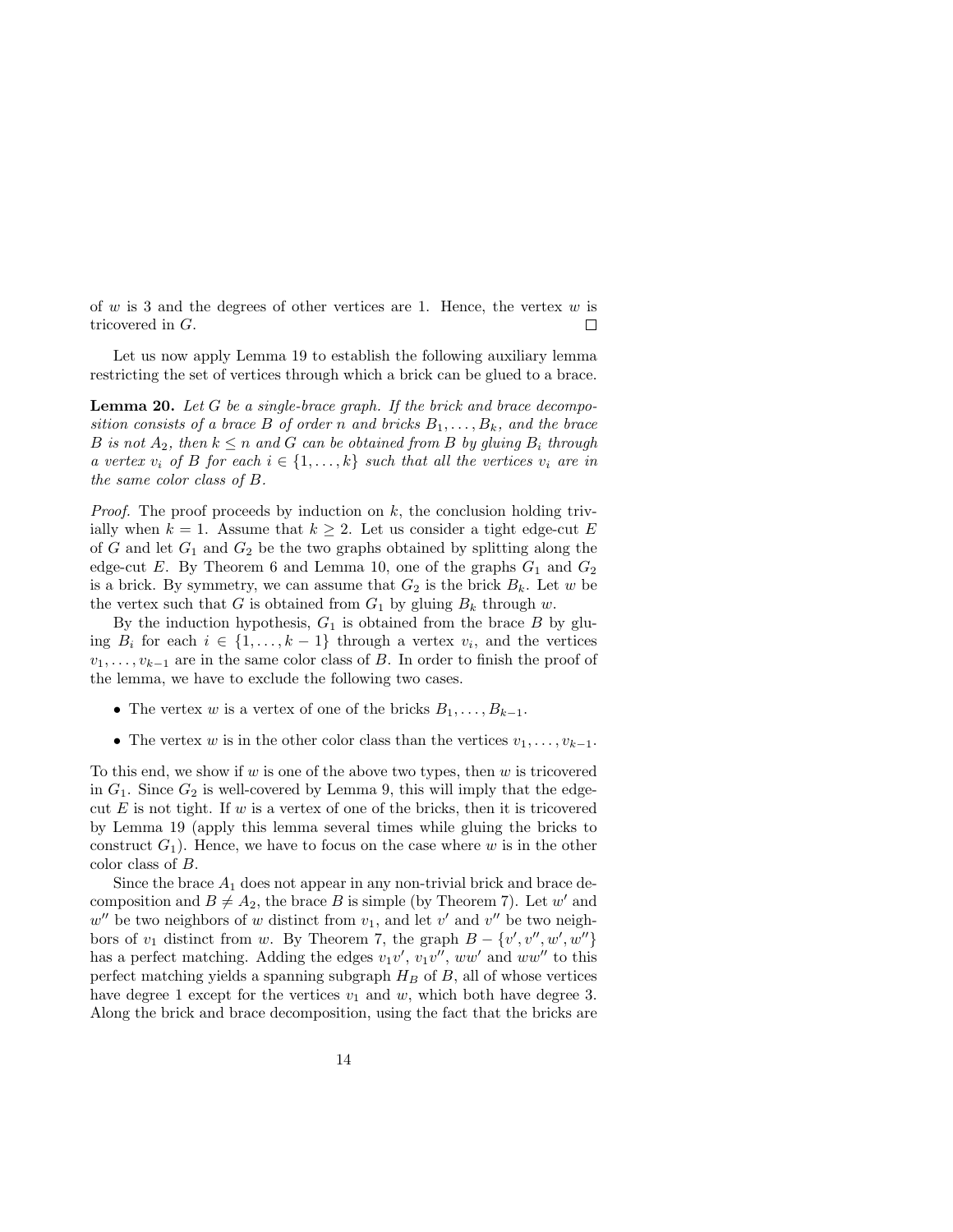of $w$ is 3 and the degrees of other vertices are 1. Hence, the vertex $w$ is tricovered in $G$. □

Let us now apply Lemma 19 to establish the following auxiliary lemma restricting the set of vertices through which a brick can be glued to a brace.

**Lemma 20.** *Let $G$ be a single-brace graph. If the brick and brace decomposition consists of a brace $B$ of order $n$ and bricks $B_1, \ldots, B_k$, and the brace $B$ is not $A_2$, then $k \leq n$ and $G$ can be obtained from $B$ by gluing $B_i$ through a vertex $v_i$ of $B$ for each $i \in \{1, \ldots, k\}$ such that all the vertices $v_i$ are in the same color class of $B$.*

*Proof.* The proof proceeds by induction on $k$, the conclusion holding trivially when $k = 1$. Assume that $k \geq 2$. Let us consider a tight edge-cut $E$ of $G$ and let $G_1$ and $G_2$ be the two graphs obtained by splitting along the edge-cut $E$. By Theorem 6 and Lemma 10, one of the graphs $G_1$ and $G_2$ is a brick. By symmetry, we can assume that $G_2$ is the brick $B_k$. Let $w$ be the vertex such that $G$ is obtained from $G_1$ by gluing $B_k$ through $w$.

By the induction hypothesis, $G_1$ is obtained from the brace $B$ by gluing $B_i$ for each $i \in \{1, \ldots, k-1\}$ through a vertex $v_i$, and the vertices $v_1, \ldots, v_{k-1}$ are in the same color class of $B$. In order to finish the proof of the lemma, we have to exclude the following two cases.

- The vertex $w$ is a vertex of one of the bricks $B_1, \ldots, B_{k-1}$.
- The vertex $w$ is in the other color class than the vertices $v_1, \ldots, v_{k-1}$.

To this end, we show if $w$ is one of the above two types, then $w$ is tricovered in $G_1$. Since $G_2$ is well-covered by Lemma 9, this will imply that the edge-cut $E$ is not tight. If $w$ is a vertex of one of the bricks, then it is tricovered by Lemma 19 (apply this lemma several times while gluing the bricks to construct $G_1$). Hence, we have to focus on the case where $w$ is in the other color class of $B$.

Since the brace $A_1$ does not appear in any non-trivial brick and brace decomposition and $B \neq A_2$, the brace $B$ is simple (by Theorem 7). Let $w'$ and $w''$ be two neighbors of $w$ distinct from $v_1$, and let $v'$ and $v''$ be two neighbors of $v_1$ distinct from $w$. By Theorem 7, the graph $B - \{v', v'', w', w''\}$ has a perfect matching. Adding the edges $v_1v'$, $v_1v''$, $ww'$ and $ww''$ to this perfect matching yields a spanning subgraph $H_B$ of $B$, all of whose vertices have degree 1 except for the vertices $v_1$ and $w$, which both have degree 3. Along the brick and brace decomposition, using the fact that the bricks are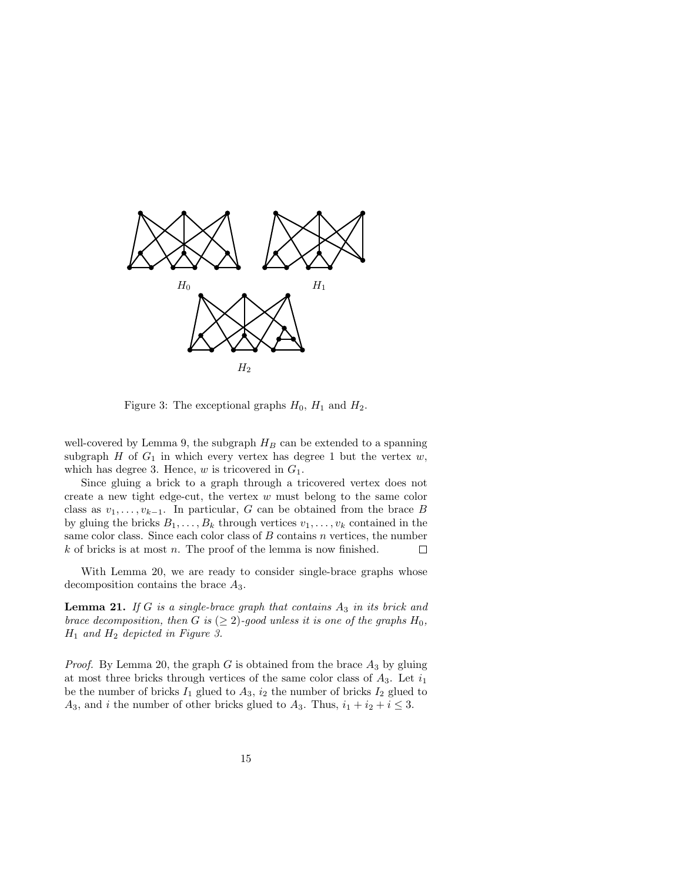Figure 3: The exceptional graphs $H_0$, $H_1$ and $H_2$.

well-covered by Lemma 9, the subgraph $H_B$ can be extended to a spanning subgraph $H$ of $G_1$ in which every vertex has degree 1 but the vertex $w$, which has degree 3. Hence, $w$ is tricovered in $G_1$.

Since gluing a brick to a graph through a tricovered vertex does not create a new tight edge-cut, the vertex $w$ must belong to the same color class as $v_1, \ldots, v_{k-1}$. In particular, $G$ can be obtained from the brace $B$ by gluing the bricks $B_1, \ldots, B_k$ through vertices $v_1, \ldots, v_k$ contained in the same color class. Since each color class of $B$ contains $n$ vertices, the number $k$ of bricks is at most $n$. The proof of the lemma is now finished. □

With Lemma 20, we are ready to consider single-brace graphs whose decomposition contains the brace $A_3$.

**Lemma 21.** *If $G$ is a single-brace graph that contains $A_3$ in its brick and brace decomposition, then $G$ is $(\geq 2)$-good unless it is one of the graphs $H_0$, $H_1$ and $H_2$ depicted in Figure 3.*

*Proof.* By Lemma 20, the graph $G$ is obtained from the brace $A_3$ by gluing at most three bricks through vertices of the same color class of $A_3$. Let $i_1$ be the number of bricks $I_1$ glued to $A_3$, $i_2$ the number of bricks $I_2$ glued to $A_3$, and $i$ the number of other bricks glued to $A_3$. Thus, $i_1 + i_2 + i \leq 3$.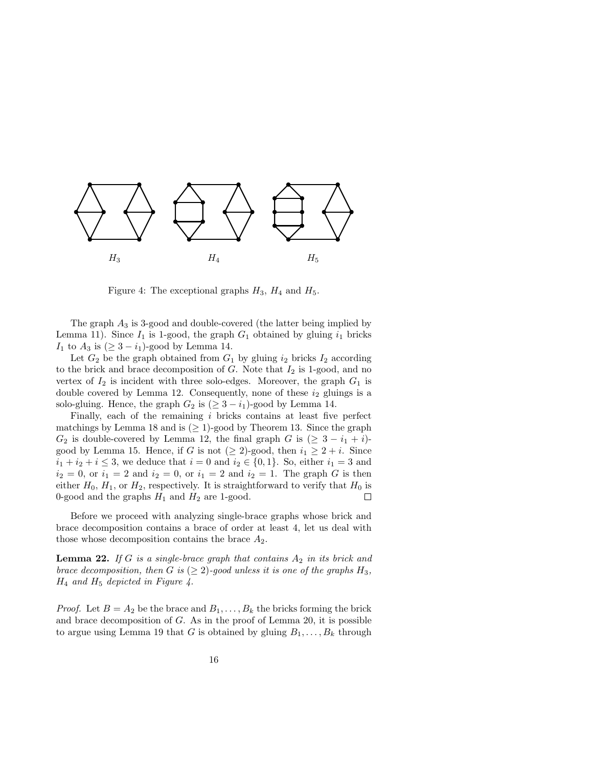$H_3$ $H_4$ $H_5$

Figure 4: The exceptional graphs $H_3$, $H_4$ and $H_5$.

The graph $A_3$ is 3-good and double-covered (the latter being implied by Lemma 11). Since $I_1$ is 1-good, the graph $G_1$ obtained by gluing $i_1$ bricks $I_1$ to $A_3$ is $(\geq 3 - i_1)$-good by Lemma 14.

Let $G_2$ be the graph obtained from $G_1$ by gluing $i_2$ bricks $I_2$ according to the brick and brace decomposition of $G$. Note that $I_2$ is 1-good, and no vertex of $I_2$ is incident with three solo-edges. Moreover, the graph $G_1$ is double covered by Lemma 12. Consequently, none of these $i_2$ gluings is a solo-gluing. Hence, the graph $G_2$ is $(\geq 3 - i_1)$-good by Lemma 14.

Finally, each of the remaining $i$ bricks contains at least five perfect matchings by Lemma 18 and is $(\geq 1)$-good by Theorem 13. Since the graph $G_2$ is double-covered by Lemma 12, the final graph $G$ is $(\geq 3 - i_1 + i)$-good by Lemma 15. Hence, if $G$ is not $(\geq 2)$-good, then $i_1 \geq 2 + i$. Since $i_1 + i_2 + i \leq 3$, we deduce that $i = 0$ and $i_2 \in \{0, 1\}$. So, either $i_1 = 3$ and $i_2 = 0$, or $i_1 = 2$ and $i_2 = 0$, or $i_1 = 2$ and $i_2 = 1$. The graph $G$ is then either $H_0$, $H_1$, or $H_2$, respectively. It is straightforward to verify that $H_0$ is 0-good and the graphs $H_1$ and $H_2$ are 1-good. □

Before we proceed with analyzing single-brace graphs whose brick and brace decomposition contains a brace of order at least 4, let us deal with those whose decomposition contains the brace $A_2$.

**Lemma 22.** *If $G$ is a single-brace graph that contains $A_2$ in its brick and brace decomposition, then $G$ is $(\geq 2)$-good unless it is one of the graphs $H_3$, $H_4$ and $H_5$ depicted in Figure 4.*

*Proof.* Let $B = A_2$ be the brace and $B_1, \ldots, B_k$ the bricks forming the brick and brace decomposition of $G$. As in the proof of Lemma 20, it is possible to argue using Lemma 19 that $G$ is obtained by gluing $B_1, \ldots, B_k$ through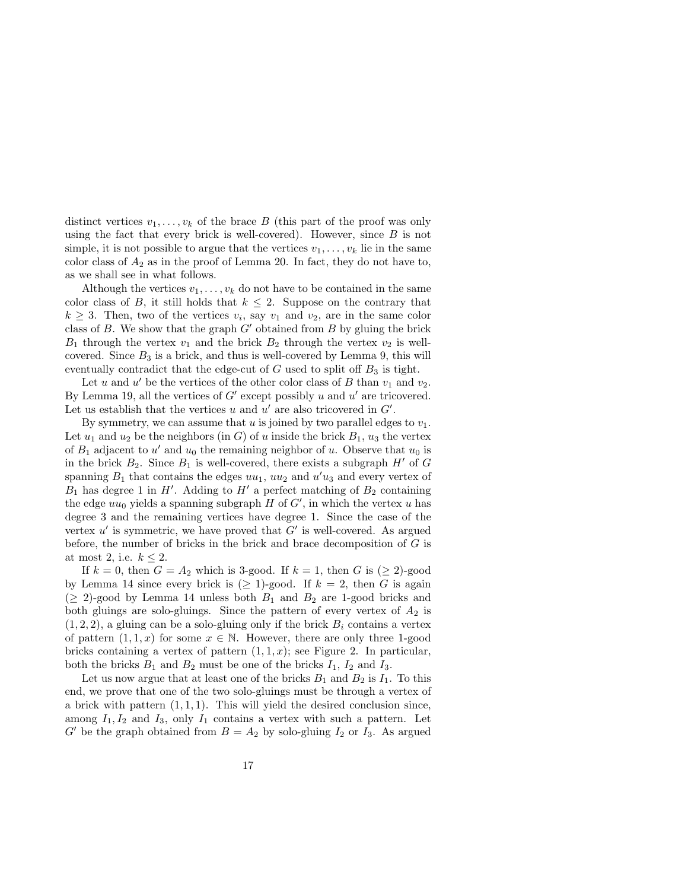distinct vertices $v_1, \ldots, v_k$ of the brace $B$ (this part of the proof was only using the fact that every brick is well-covered). However, since $B$ is not simple, it is not possible to argue that the vertices $v_1, \ldots, v_k$ lie in the same color class of $A_2$ as in the proof of Lemma 20. In fact, they do not have to, as we shall see in what follows.

Although the vertices $v_1, \ldots, v_k$ do not have to be contained in the same color class of $B$, it still holds that $k \leq 2$. Suppose on the contrary that $k \geq 3$. Then, two of the vertices $v_i$, say $v_1$ and $v_2$, are in the same color class of $B$. We show that the graph $G'$ obtained from $B$ by gluing the brick $B_1$ through the vertex $v_1$ and the brick $B_2$ through the vertex $v_2$ is well-covered. Since $B_3$ is a brick, and thus is well-covered by Lemma 9, this will eventually contradict that the edge-cut of $G$ used to split off $B_3$ is tight.

Let $u$ and $u'$ be the vertices of the other color class of $B$ than $v_1$ and $v_2$. By Lemma 19, all the vertices of $G'$ except possibly $u$ and $u'$ are tricovered. Let us establish that the vertices $u$ and $u'$ are also tricovered in $G'$.

By symmetry, we can assume that $u$ is joined by two parallel edges to $v_1$. Let $u_1$ and $u_2$ be the neighbors (in $G$) of $u$ inside the brick $B_1$, $u_3$ the vertex of $B_1$ adjacent to $u'$ and $u_0$ the remaining neighbor of $u$. Observe that $u_0$ is in the brick $B_2$. Since $B_1$ is well-covered, there exists a subgraph $H'$ of $G$ spanning $B_1$ that contains the edges $uu_1$, $uu_2$ and $u'u_3$ and every vertex of $B_1$ has degree 1 in $H'$. Adding to $H'$ a perfect matching of $B_2$ containing the edge $uu_0$ yields a spanning subgraph $H$ of $G'$, in which the vertex $u$ has degree 3 and the remaining vertices have degree 1. Since the case of the vertex $u'$ is symmetric, we have proved that $G'$ is well-covered. As argued before, the number of bricks in the brick and brace decomposition of $G$ is at most 2, i.e. $k \leq 2$.

If $k = 0$, then $G = A_2$ which is 3-good. If $k = 1$, then $G$ is ($\geq 2$)-good by Lemma 14 since every brick is ($\geq 1$)-good. If $k = 2$, then $G$ is again ($\geq 2$)-good by Lemma 14 unless both $B_1$ and $B_2$ are 1-good bricks and both gluings are solo-gluings. Since the pattern of every vertex of $A_2$ is $(1, 2, 2)$, a gluing can be a solo-gluing only if the brick $B_i$ contains a vertex of pattern $(1, 1, x)$ for some $x \in \mathbb{N}$. However, there are only three 1-good bricks containing a vertex of pattern $(1, 1, x)$; see Figure 2. In particular, both the bricks $B_1$ and $B_2$ must be one of the bricks $I_1$, $I_2$ and $I_3$.

Let us now argue that at least one of the bricks $B_1$ and $B_2$ is $I_1$. To this end, we prove that one of the two solo-gluings must be through a vertex of a brick with pattern $(1, 1, 1)$. This will yield the desired conclusion since, among $I_1, I_2$ and $I_3$, only $I_1$ contains a vertex with such a pattern. Let $G'$ be the graph obtained from $B = A_2$ by solo-gluing $I_2$ or $I_3$. As argued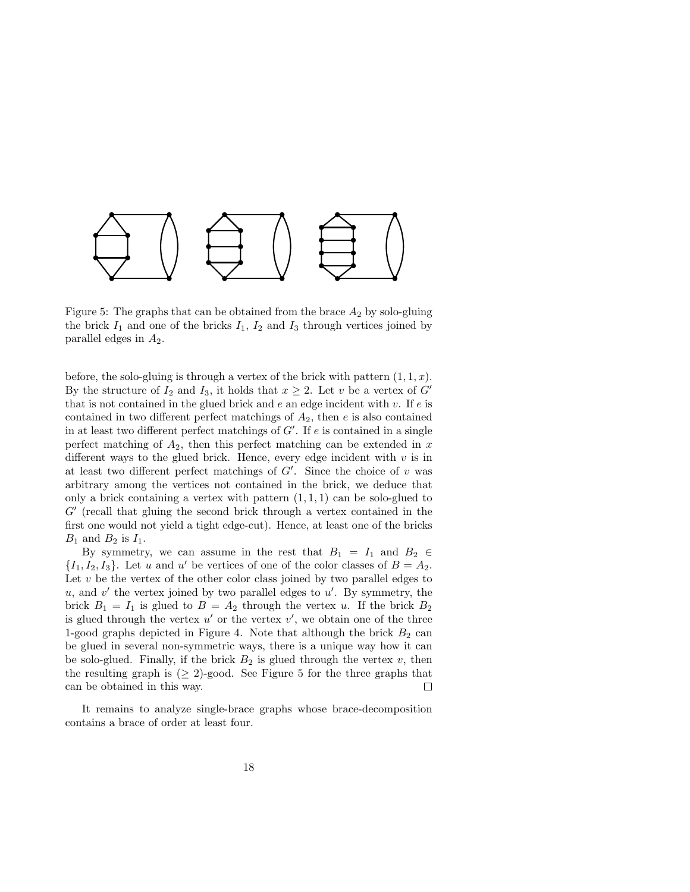Figure 5: The graphs that can be obtained from the brace $A_2$ by solo-gluing the brick $I_1$ and one of the bricks $I_1$, $I_2$ and $I_3$ through vertices joined by parallel edges in $A_2$.

before, the solo-gluing is through a vertex of the brick with pattern $(1,1,x)$. By the structure of $I_2$ and $I_3$, it holds that $x \geq 2$. Let $v$ be a vertex of $G'$ that is not contained in the glued brick and $e$ an edge incident with $v$. If $e$ is contained in two different perfect matchings of $A_2$, then $e$ is also contained in at least two different perfect matchings of $G'$. If $e$ is contained in a single perfect matching of $A_2$, then this perfect matching can be extended in $x$ different ways to the glued brick. Hence, every edge incident with $v$ is in at least two different perfect matchings of $G'$. Since the choice of $v$ was arbitrary among the vertices not contained in the brick, we deduce that only a brick containing a vertex with pattern $(1,1,1)$ can be solo-glued to $G'$ (recall that gluing the second brick through a vertex contained in the first one would not yield a tight edge-cut). Hence, at least one of the bricks $B_1$ and $B_2$ is $I_1$.

By symmetry, we can assume in the rest that $B_1 = I_1$ and $B_2 \in \{I_1, I_2, I_3\}$. Let $u$ and $u'$ be vertices of one of the color classes of $B = A_2$. Let $v$ be the vertex of the other color class joined by two parallel edges to $u$, and $v'$ the vertex joined by two parallel edges to $u'$. By symmetry, the brick $B_1 = I_1$ is glued to $B = A_2$ through the vertex $u$. If the brick $B_2$ is glued through the vertex $u'$ or the vertex $v'$, we obtain one of the three 1-good graphs depicted in Figure 4. Note that although the brick $B_2$ can be glued in several non-symmetric ways, there is a unique way how it can be solo-glued. Finally, if the brick $B_2$ is glued through the vertex $v$, then the resulting graph is $(\geq 2)$-good. See Figure 5 for the three graphs that can be obtained in this way. $\square$

It remains to analyze single-brace graphs whose brace-decomposition contains a brace of order at least four.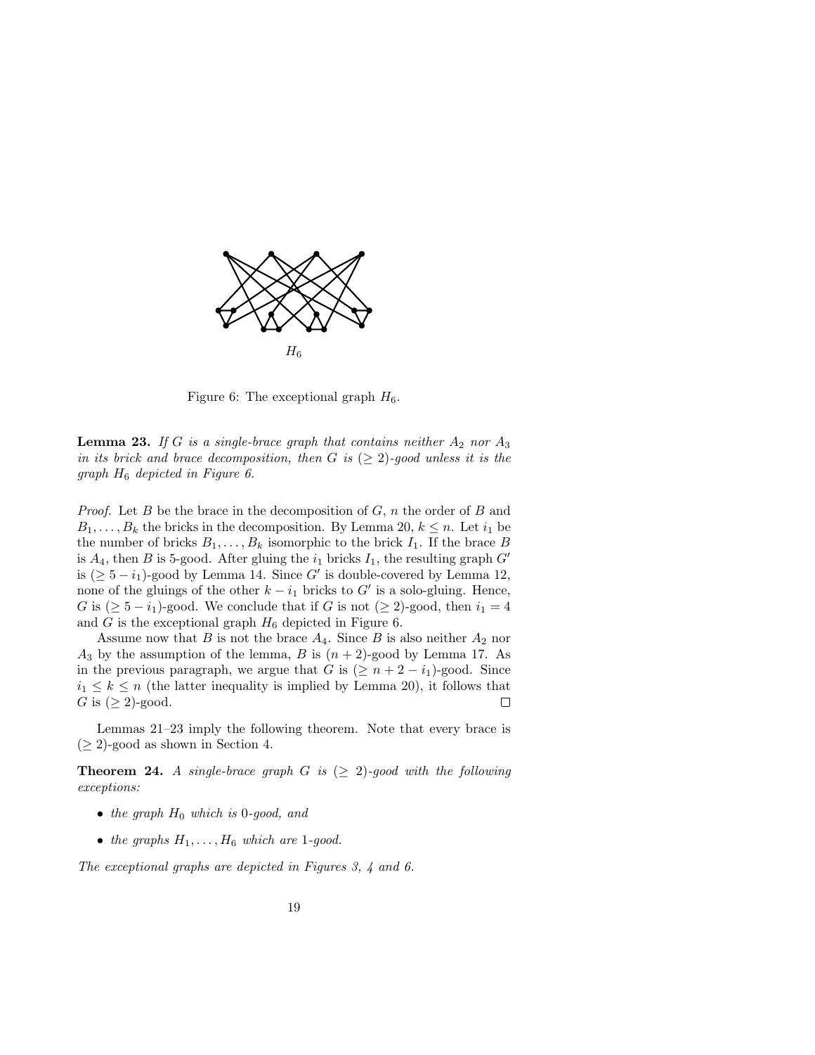$H_6$

Figure 6: The exceptional graph $H_6$.

**Lemma 23.** *If $G$ is a single-brace graph that contains neither $A_2$ nor $A_3$ in its brick and brace decomposition, then $G$ is $(\geq 2)$-good unless it is the graph $H_6$ depicted in Figure 6.*

*Proof.* Let $B$ be the brace in the decomposition of $G$, $n$ the order of $B$ and $B_1, \ldots, B_k$ the bricks in the decomposition. By Lemma 20, $k \leq n$. Let $i_1$ be the number of bricks $B_1, \ldots, B_k$ isomorphic to the brick $I_1$. If the brace $B$ is $A_4$, then $B$ is 5-good. After gluing the $i_1$ bricks $I_1$, the resulting graph $G'$ is $(\geq 5 - i_1)$-good by Lemma 14. Since $G'$ is double-covered by Lemma 12, none of the gluings of the other $k - i_1$ bricks to $G'$ is a solo-gluing. Hence, $G$ is $(\geq 5 - i_1)$-good. We conclude that if $G$ is not $(\geq 2)$-good, then $i_1 = 4$ and $G$ is the exceptional graph $H_6$ depicted in Figure 6.

Assume now that $B$ is not the brace $A_4$. Since $B$ is also neither $A_2$ nor $A_3$ by the assumption of the lemma, $B$ is $(n+2)$-good by Lemma 17. As in the previous paragraph, we argue that $G$ is $(\geq n + 2 - i_1)$-good. Since $i_1 \leq k \leq n$ (the latter inequality is implied by Lemma 20), it follows that $G$ is $(\geq 2)$-good. $\square$

Lemmas 21–23 imply the following theorem. Note that every brace is $(\geq 2)$-good as shown in Section 4.

**Theorem 24.** *A single-brace graph $G$ is $(\geq 2)$-good with the following exceptions:*

- *the graph $H_0$ which is 0-good, and*
- *the graphs $H_1, \ldots, H_6$ which are 1-good.*

*The exceptional graphs are depicted in Figures 3, 4 and 6.*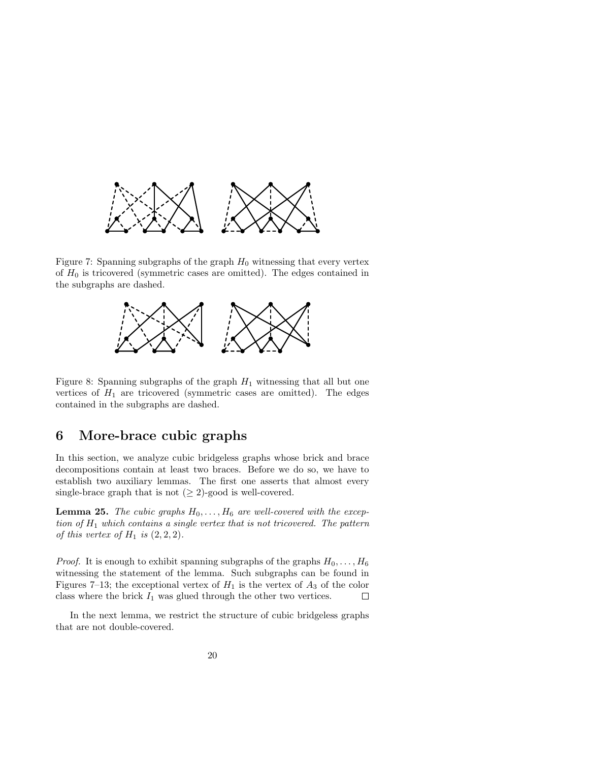Figure 7: Spanning subgraphs of the graph $H_0$ witnessing that every vertex of $H_0$ is tricovered (symmetric cases are omitted). The edges contained in the subgraphs are dashed.

Figure 8: Spanning subgraphs of the graph $H_1$ witnessing that all but one vertices of $H_1$ are tricovered (symmetric cases are omitted). The edges contained in the subgraphs are dashed.

## 6 More-brace cubic graphs

In this section, we analyze cubic bridgeless graphs whose brick and brace decompositions contain at least two braces. Before we do so, we have to establish two auxiliary lemmas. The first one asserts that almost every single-brace graph that is not $(\geq 2)$-good is well-covered.

**Lemma 25.** *The cubic graphs $H_0, \ldots, H_6$ are well-covered with the exception of $H_1$ which contains a single vertex that is not tricovered. The pattern of this vertex of $H_1$ is $(2, 2, 2)$.*

*Proof.* It is enough to exhibit spanning subgraphs of the graphs $H_0, \ldots, H_6$ witnessing the statement of the lemma. Such subgraphs can be found in Figures 7–13; the exceptional vertex of $H_1$ is the vertex of $A_3$ of the color class where the brick $I_1$ was glued through the other two vertices. $\square$

In the next lemma, we restrict the structure of cubic bridgeless graphs that are not double-covered.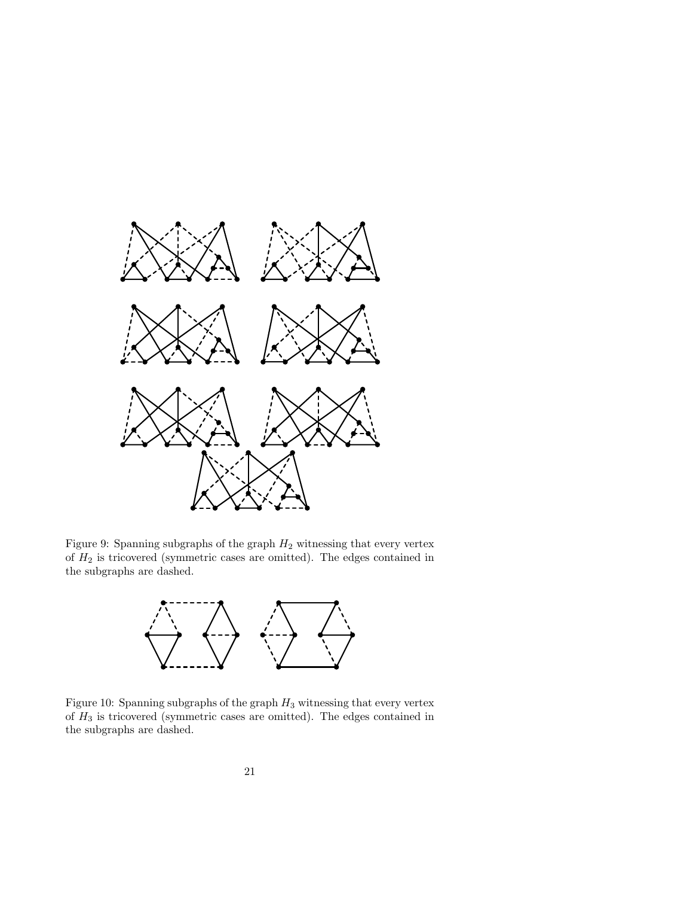Figure 9: Spanning subgraphs of the graph $H_2$ witnessing that every vertex of $H_2$ is tricovered (symmetric cases are omitted). The edges contained in the subgraphs are dashed.

Figure 10: Spanning subgraphs of the graph $H_3$ witnessing that every vertex of $H_3$ is tricovered (symmetric cases are omitted). The edges contained in the subgraphs are dashed.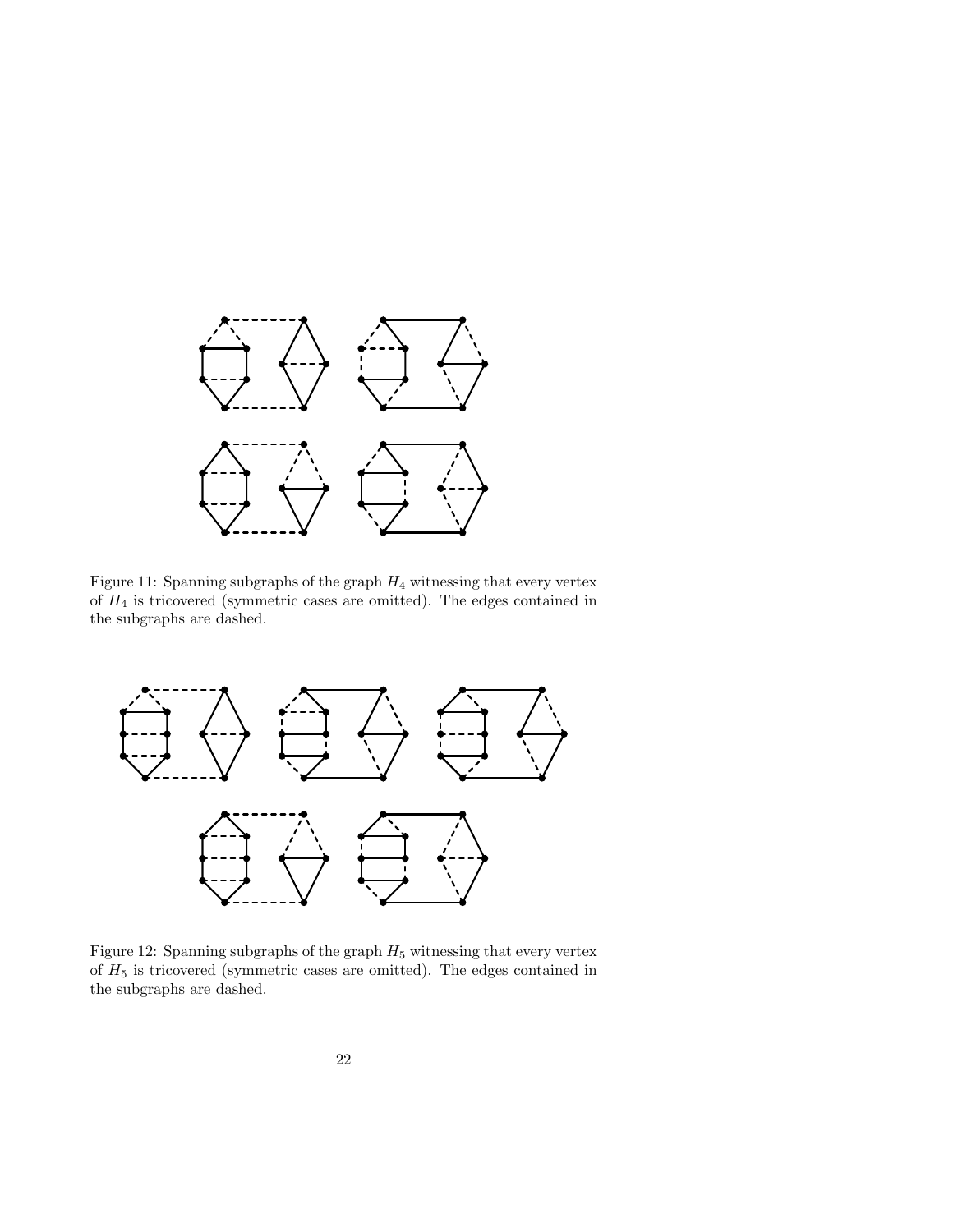Figure 11: Spanning subgraphs of the graph $H_4$ witnessing that every vertex of $H_4$ is tricovered (symmetric cases are omitted). The edges contained in the subgraphs are dashed.

Figure 12: Spanning subgraphs of the graph $H_5$ witnessing that every vertex of $H_5$ is tricovered (symmetric cases are omitted). The edges contained in the subgraphs are dashed.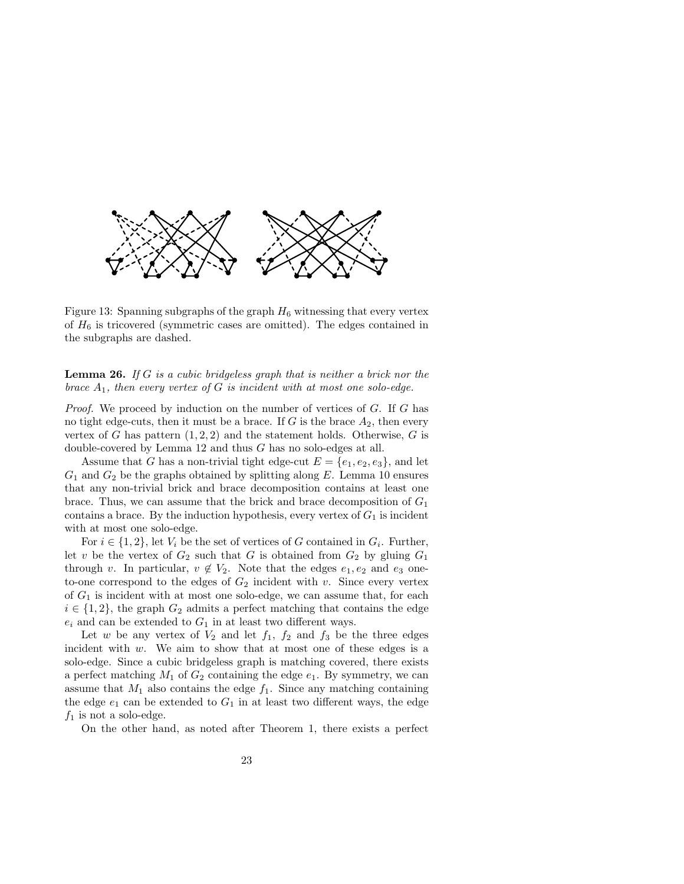Figure 13: Spanning subgraphs of the graph $H_6$ witnessing that every vertex of $H_6$ is tricovered (symmetric cases are omitted). The edges contained in the subgraphs are dashed.

**Lemma 26.** *If $G$ is a cubic bridgeless graph that is neither a brick nor the brace $A_1$, then every vertex of $G$ is incident with at most one solo-edge.*

*Proof.* We proceed by induction on the number of vertices of $G$. If $G$ has no tight edge-cuts, then it must be a brace. If $G$ is the brace $A_2$, then every vertex of $G$ has pattern $(1, 2, 2)$ and the statement holds. Otherwise, $G$ is double-covered by Lemma 12 and thus $G$ has no solo-edges at all.

Assume that $G$ has a non-trivial tight edge-cut $E = \{e_1, e_2, e_3\}$, and let $G_1$ and $G_2$ be the graphs obtained by splitting along $E$. Lemma 10 ensures that any non-trivial brick and brace decomposition contains at least one brace. Thus, we can assume that the brick and brace decomposition of $G_1$ contains a brace. By the induction hypothesis, every vertex of $G_1$ is incident with at most one solo-edge.

For $i \in \{1, 2\}$, let $V_i$ be the set of vertices of $G$ contained in $G_i$. Further, let $v$ be the vertex of $G_2$ such that $G$ is obtained from $G_2$ by gluing $G_1$ through $v$. In particular, $v \notin V_2$. Note that the edges $e_1, e_2$ and $e_3$ one-to-one correspond to the edges of $G_2$ incident with $v$. Since every vertex of $G_1$ is incident with at most one solo-edge, we can assume that, for each $i \in \{1, 2\}$, the graph $G_2$ admits a perfect matching that contains the edge $e_i$ and can be extended to $G_1$ in at least two different ways.

Let $w$ be any vertex of $V_2$ and let $f_1$, $f_2$ and $f_3$ be the three edges incident with $w$. We aim to show that at most one of these edges is a solo-edge. Since a cubic bridgeless graph is matching covered, there exists a perfect matching $M_1$ of $G_2$ containing the edge $e_1$. By symmetry, we can assume that $M_1$ also contains the edge $f_1$. Since any matching containing the edge $e_1$ can be extended to $G_1$ in at least two different ways, the edge $f_1$ is not a solo-edge.

On the other hand, as noted after Theorem 1, there exists a perfect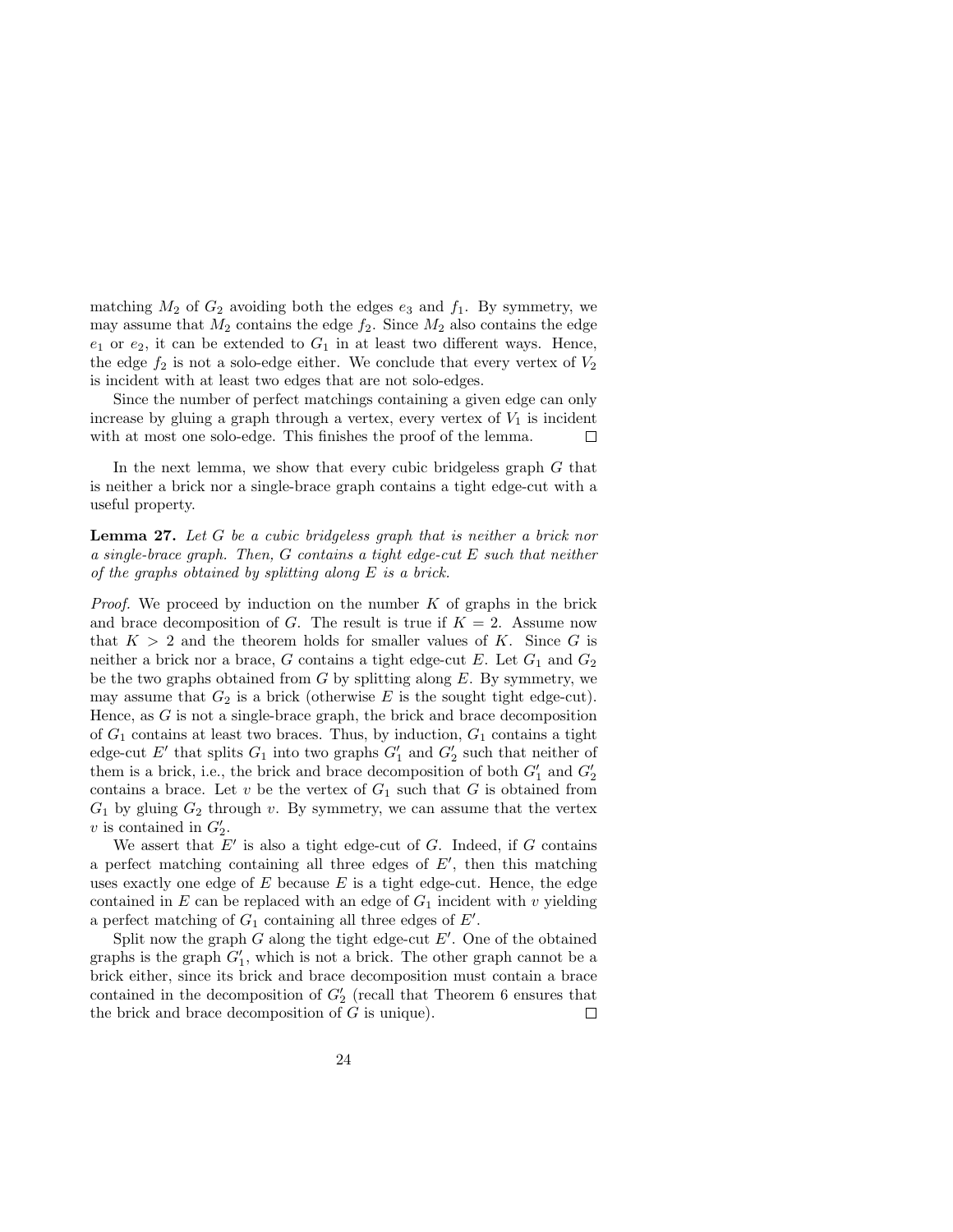matching $M_2$ of $G_2$ avoiding both the edges $e_3$ and $f_1$. By symmetry, we may assume that $M_2$ contains the edge $f_2$. Since $M_2$ also contains the edge $e_1$ or $e_2$, it can be extended to $G_1$ in at least two different ways. Hence, the edge $f_2$ is not a solo-edge either. We conclude that every vertex of $V_2$ is incident with at least two edges that are not solo-edges.

Since the number of perfect matchings containing a given edge can only increase by gluing a graph through a vertex, every vertex of $V_1$ is incident with at most one solo-edge. This finishes the proof of the lemma. □

In the next lemma, we show that every cubic bridgeless graph $G$ that is neither a brick nor a single-brace graph contains a tight edge-cut with a useful property.

**Lemma 27.** *Let $G$ be a cubic bridgeless graph that is neither a brick nor a single-brace graph. Then, $G$ contains a tight edge-cut $E$ such that neither of the graphs obtained by splitting along $E$ is a brick.*

*Proof.* We proceed by induction on the number $K$ of graphs in the brick and brace decomposition of $G$. The result is true if $K = 2$. Assume now that $K > 2$ and the theorem holds for smaller values of $K$. Since $G$ is neither a brick nor a brace, $G$ contains a tight edge-cut $E$. Let $G_1$ and $G_2$ be the two graphs obtained from $G$ by splitting along $E$. By symmetry, we may assume that $G_2$ is a brick (otherwise $E$ is the sought tight edge-cut). Hence, as $G$ is not a single-brace graph, the brick and brace decomposition of $G_1$ contains at least two braces. Thus, by induction, $G_1$ contains a tight edge-cut $E'$ that splits $G_1$ into two graphs $G'_1$ and $G'_2$ such that neither of them is a brick, i.e., the brick and brace decomposition of both $G'_1$ and $G'_2$ contains a brace. Let $v$ be the vertex of $G_1$ such that $G$ is obtained from $G_1$ by gluing $G_2$ through $v$. By symmetry, we can assume that the vertex $v$ is contained in $G'_2$.

We assert that $E'$ is also a tight edge-cut of $G$. Indeed, if $G$ contains a perfect matching containing all three edges of $E'$, then this matching uses exactly one edge of $E$ because $E$ is a tight edge-cut. Hence, the edge contained in $E$ can be replaced with an edge of $G_1$ incident with $v$ yielding a perfect matching of $G_1$ containing all three edges of $E'$.

Split now the graph $G$ along the tight edge-cut $E'$. One of the obtained graphs is the graph $G'_1$, which is not a brick. The other graph cannot be a brick either, since its brick and brace decomposition must contain a brace contained in the decomposition of $G'_2$ (recall that Theorem 6 ensures that the brick and brace decomposition of $G$ is unique). □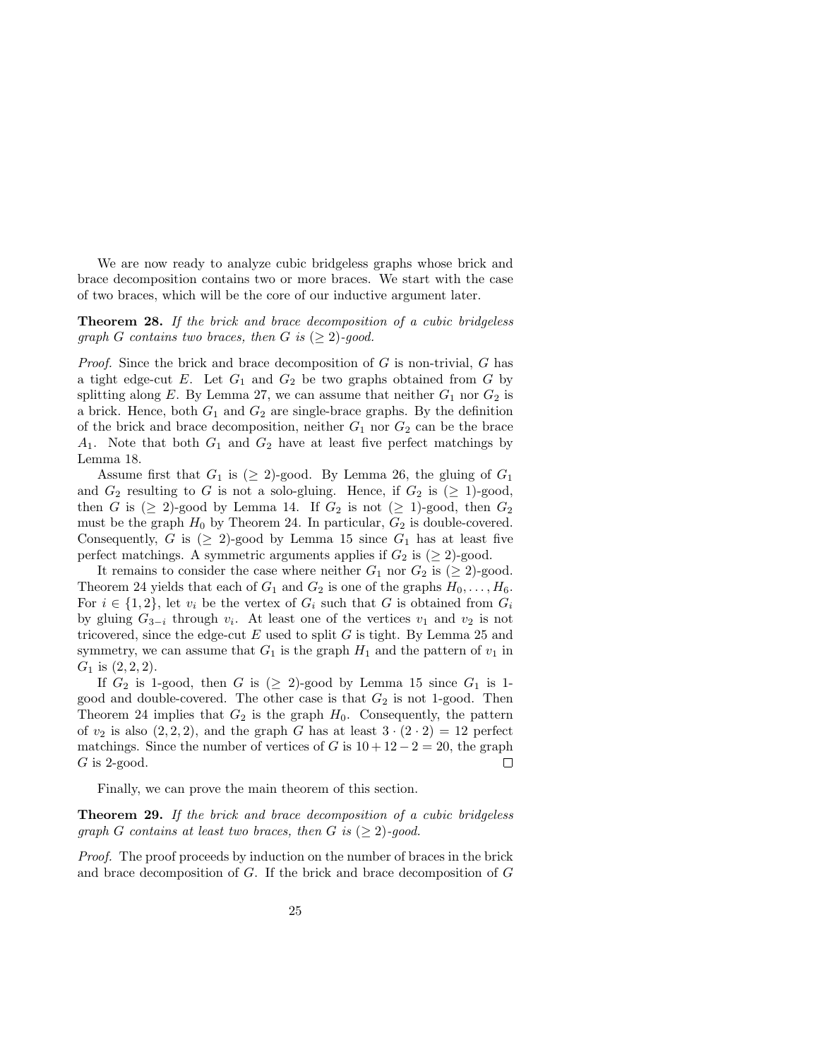We are now ready to analyze cubic bridgeless graphs whose brick and brace decomposition contains two or more braces. We start with the case of two braces, which will be the core of our inductive argument later.

**Theorem 28.** *If the brick and brace decomposition of a cubic bridgeless graph $G$ contains two braces, then $G$ is $(\geq 2)$-good.*

*Proof.* Since the brick and brace decomposition of $G$ is non-trivial, $G$ has a tight edge-cut $E$. Let $G_1$ and $G_2$ be two graphs obtained from $G$ by splitting along $E$. By Lemma 27, we can assume that neither $G_1$ nor $G_2$ is a brick. Hence, both $G_1$ and $G_2$ are single-brace graphs. By the definition of the brick and brace decomposition, neither $G_1$ nor $G_2$ can be the brace $A_1$. Note that both $G_1$ and $G_2$ have at least five perfect matchings by Lemma 18.

Assume first that $G_1$ is $(\geq 2)$-good. By Lemma 26, the gluing of $G_1$ and $G_2$ resulting to $G$ is not a solo-gluing. Hence, if $G_2$ is $(\geq 1)$-good, then $G$ is $(\geq 2)$-good by Lemma 14. If $G_2$ is not $(\geq 1)$-good, then $G_2$ must be the graph $H_0$ by Theorem 24. In particular, $G_2$ is double-covered. Consequently, $G$ is $(\geq 2)$-good by Lemma 15 since $G_1$ has at least five perfect matchings. A symmetric arguments applies if $G_2$ is $(\geq 2)$-good.

It remains to consider the case where neither $G_1$ nor $G_2$ is $(\geq 2)$-good. Theorem 24 yields that each of $G_1$ and $G_2$ is one of the graphs $H_0, \ldots, H_6$. For $i \in \{1, 2\}$, let $v_i$ be the vertex of $G_i$ such that $G$ is obtained from $G_i$ by gluing $G_{3-i}$ through $v_i$. At least one of the vertices $v_1$ and $v_2$ is not tricovered, since the edge-cut $E$ used to split $G$ is tight. By Lemma 25 and symmetry, we can assume that $G_1$ is the graph $H_1$ and the pattern of $v_1$ in $G_1$ is $(2, 2, 2)$.

If $G_2$ is 1-good, then $G$ is $(\geq 2)$-good by Lemma 15 since $G_1$ is 1-good and double-covered. The other case is that $G_2$ is not 1-good. Then Theorem 24 implies that $G_2$ is the graph $H_0$. Consequently, the pattern of $v_2$ is also $(2, 2, 2)$, and the graph $G$ has at least $3 \cdot (2 \cdot 2) = 12$ perfect matchings. Since the number of vertices of $G$ is $10 + 12 - 2 = 20$, the graph $G$ is 2-good. $\square$

Finally, we can prove the main theorem of this section.

**Theorem 29.** *If the brick and brace decomposition of a cubic bridgeless graph $G$ contains at least two braces, then $G$ is $(\geq 2)$-good.*

*Proof.* The proof proceeds by induction on the number of braces in the brick and brace decomposition of $G$. If the brick and brace decomposition of $G$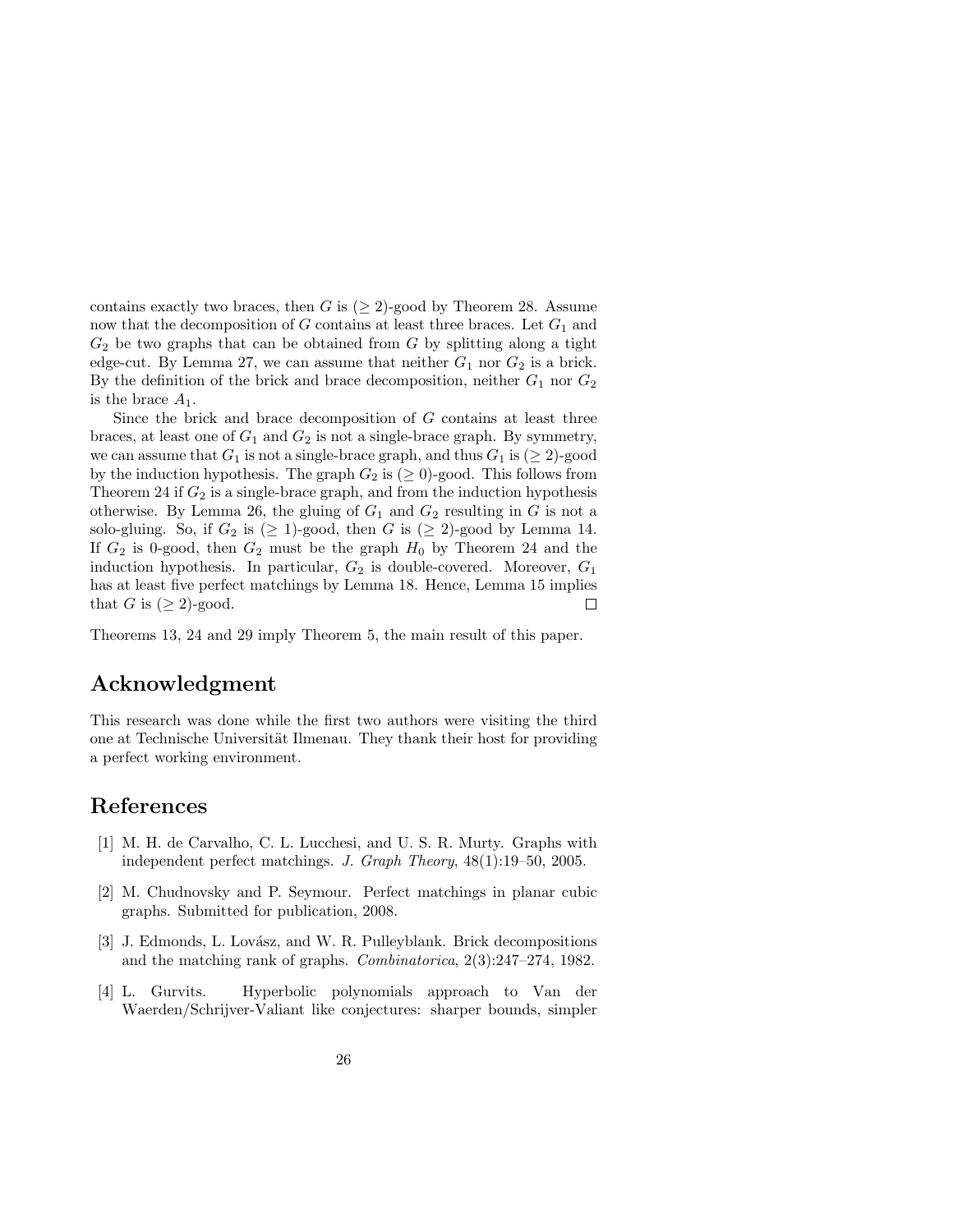contains exactly two braces, then $G$ is $(\geq 2)$-good by Theorem 28. Assume now that the decomposition of $G$ contains at least three braces. Let $G_1$ and $G_2$ be two graphs that can be obtained from $G$ by splitting along a tight edge-cut. By Lemma 27, we can assume that neither $G_1$ nor $G_2$ is a brick. By the definition of the brick and brace decomposition, neither $G_1$ nor $G_2$ is the brace $A_1$.

Since the brick and brace decomposition of $G$ contains at least three braces, at least one of $G_1$ and $G_2$ is not a single-brace graph. By symmetry, we can assume that $G_1$ is not a single-brace graph, and thus $G_1$ is $(\geq 2)$-good by the induction hypothesis. The graph $G_2$ is $(\geq 0)$-good. This follows from Theorem 24 if $G_2$ is a single-brace graph, and from the induction hypothesis otherwise. By Lemma 26, the gluing of $G_1$ and $G_2$ resulting in $G$ is not a solo-gluing. So, if $G_2$ is $(\geq 1)$-good, then $G$ is $(\geq 2)$-good by Lemma 14. If $G_2$ is 0-good, then $G_2$ must be the graph $H_0$ by Theorem 24 and the induction hypothesis. In particular, $G_2$ is double-covered. Moreover, $G_1$ has at least five perfect matchings by Lemma 18. Hence, Lemma 15 implies that $G$ is $(\geq 2)$-good. □

Theorems 13, 24 and 29 imply Theorem 5, the main result of this paper.

## Acknowledgment

This research was done while the first two authors were visiting the third one at Technische Universität Ilmenau. They thank their host for providing a perfect working environment.

## References

[1] M. H. de Carvalho, C. L. Lucchesi, and U. S. R. Murty. Graphs with independent perfect matchings. *J. Graph Theory*, 48(1):19–50, 2005.

[2] M. Chudnovsky and P. Seymour. Perfect matchings in planar cubic graphs. Submitted for publication, 2008.

[3] J. Edmonds, L. Lovász, and W. R. Pulleyblank. Brick decompositions and the matching rank of graphs. *Combinatorica*, 2(3):247–274, 1982.

[4] L. Gurvits. Hyperbolic polynomials approach to Van der Waerden/Schrijver-Valiant like conjectures: sharper bounds, simpler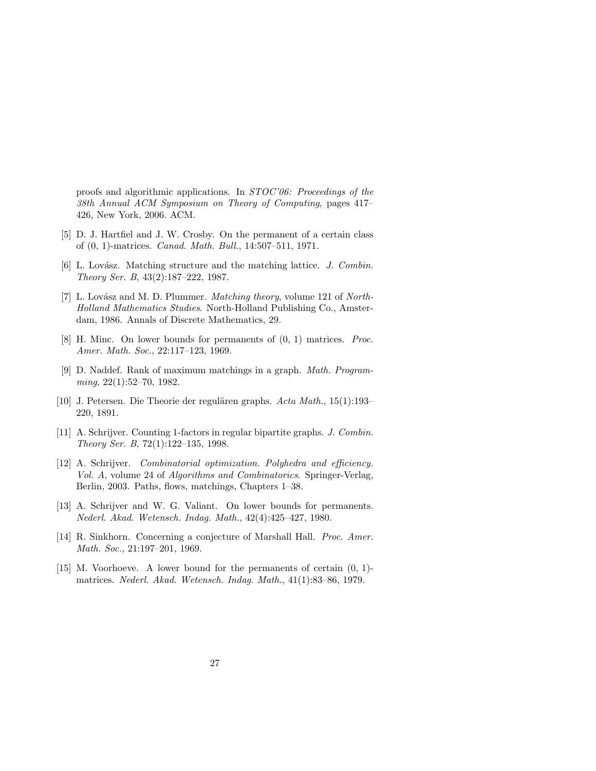proofs and algorithmic applications. In *STOC'06: Proceedings of the 38th Annual ACM Symposium on Theory of Computing*, pages 417–426, New York, 2006. ACM.

[5] D. J. Hartfiel and J. W. Crosby. On the permanent of a certain class of (0, 1)-matrices. *Canad. Math. Bull.*, 14:507–511, 1971.

[6] L. Lovász. Matching structure and the matching lattice. *J. Combin. Theory Ser. B*, 43(2):187–222, 1987.

[7] L. Lovász and M. D. Plummer. *Matching theory*, volume 121 of *North-Holland Mathematics Studies*. North-Holland Publishing Co., Amsterdam, 1986. Annals of Discrete Mathematics, 29.

[8] H. Minc. On lower bounds for permanents of (0, 1) matrices. *Proc. Amer. Math. Soc.*, 22:117–123, 1969.

[9] D. Naddef. Rank of maximum matchings in a graph. *Math. Programming*, 22(1):52–70, 1982.

[10] J. Petersen. Die Theorie der regulären graphs. *Acta Math.*, 15(1):193–220, 1891.

[11] A. Schrijver. Counting 1-factors in regular bipartite graphs. *J. Combin. Theory Ser. B*, 72(1):122–135, 1998.

[12] A. Schrijver. *Combinatorial optimization. Polyhedra and efficiency. Vol. A*, volume 24 of *Algorithms and Combinatorics*. Springer-Verlag, Berlin, 2003. Paths, flows, matchings, Chapters 1–38.

[13] A. Schrijver and W. G. Valiant. On lower bounds for permanents. *Nederl. Akad. Wetensch. Indag. Math.*, 42(4):425–427, 1980.

[14] R. Sinkhorn. Concerning a conjecture of Marshall Hall. *Proc. Amer. Math. Soc.*, 21:197–201, 1969.

[15] M. Voorhoeve. A lower bound for the permanents of certain (0, 1)-matrices. *Nederl. Akad. Wetensch. Indag. Math.*, 41(1):83–86, 1979.